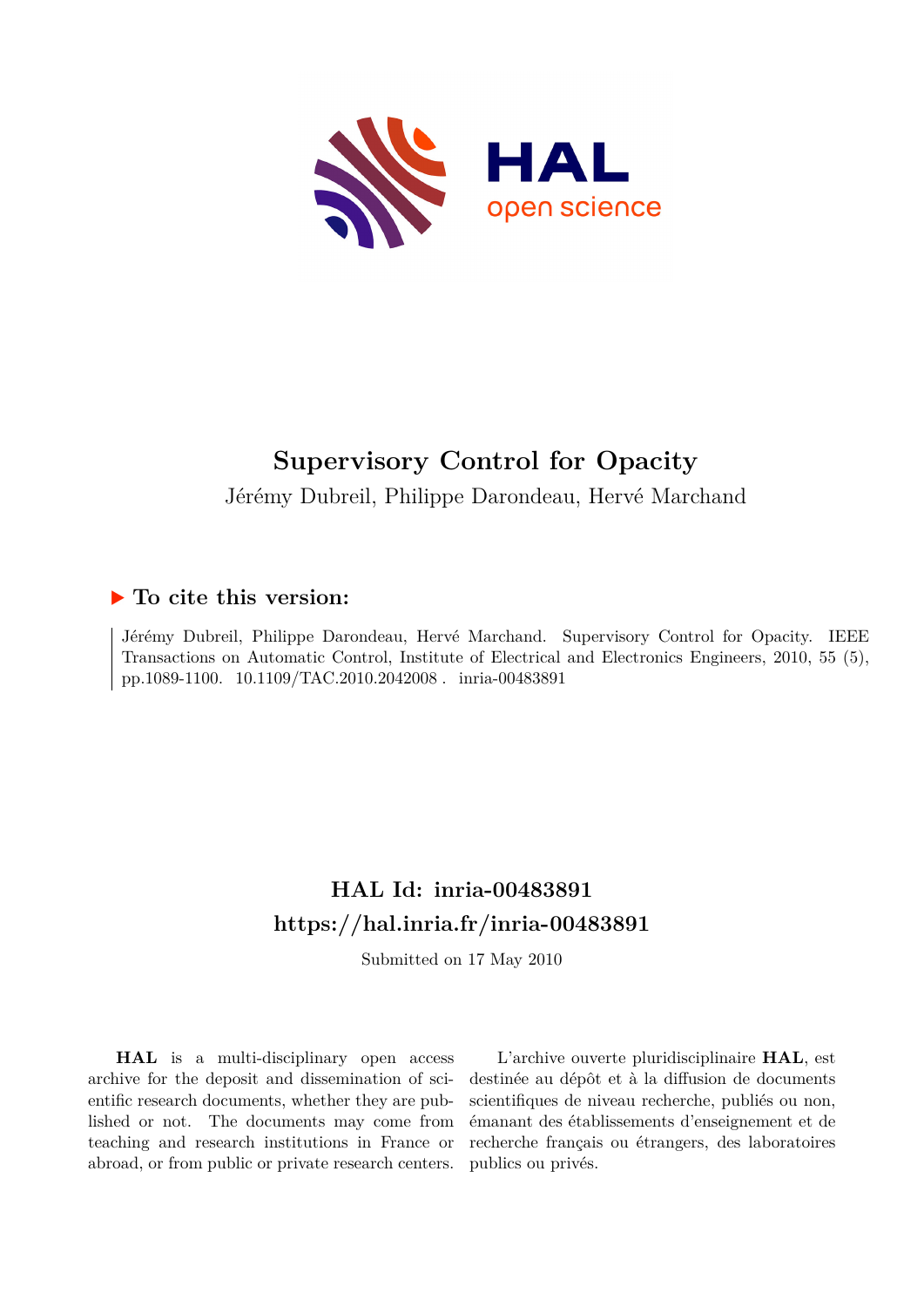# Supervisory Control for Opacity

Jérémy Dubreil, Philippe Darondeau, Hervé Marchand

## ▶ To cite this version:

Jérémy Dubreil, Philippe Darondeau, Hervé Marchand. Supervisory Control for Opacity. IEEE Transactions on Automatic Control, Institute of Electrical and Electronics Engineers, 2010, 55 (5), pp.1089-1100. 10.1109/TAC.2010.2042008 . inria-00483891

## HAL Id: inria-00483891
## https://hal.inria.fr/inria-00483891

Submitted on 17 May 2010

**HAL** is a multi-disciplinary open access archive for the deposit and dissemination of scientific research documents, whether they are published or not. The documents may come from teaching and research institutions in France or abroad, or from public or private research centers.

L'archive ouverte pluridisciplinaire **HAL**, est destinée au dépôt et à la diffusion de documents scientifiques de niveau recherche, publiés ou non, émanant des établissements d'enseignement et de recherche français ou étrangers, des laboratoires publics ou privés.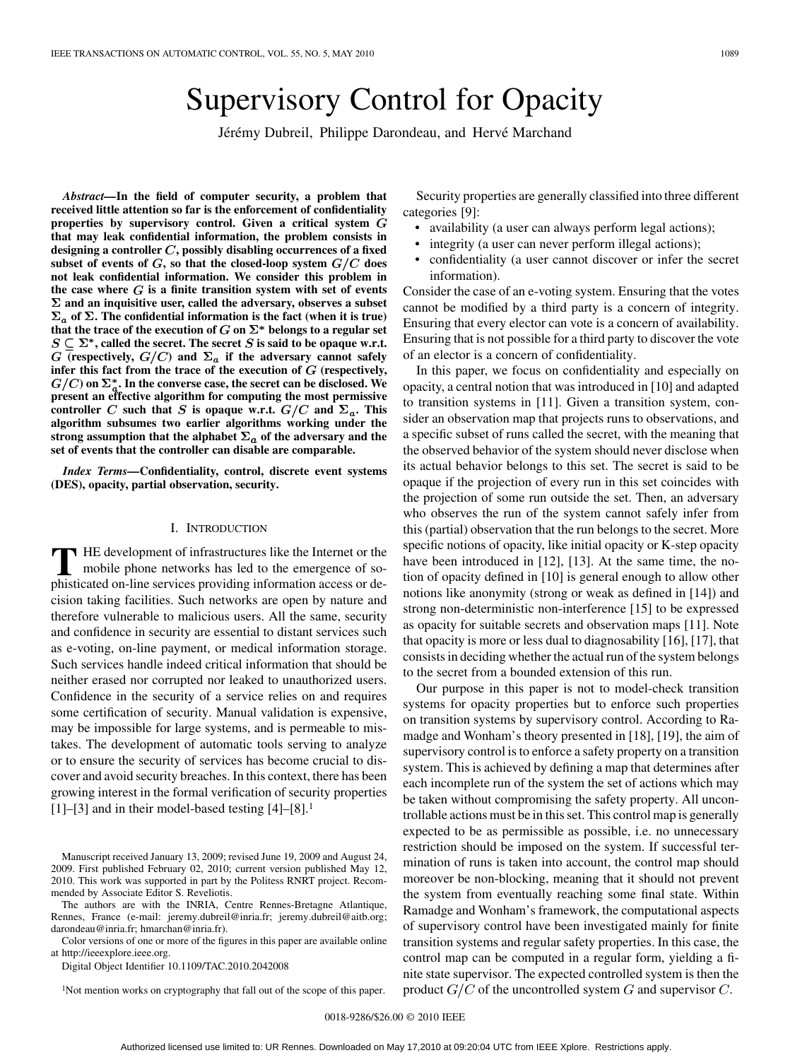# Supervisory Control for Opacity

Jérémy Dubreil, Philippe Darondeau, and Hervé Marchand

***Abstract*—In the field of computer security, a problem that received little attention so far is the enforcement of confidentiality properties by supervisory control. Given a critical system $G$ that may leak confidential information, the problem consists in designing a controller $C$, possibly disabling occurrences of a fixed subset of events of $G$, so that the closed-loop system $G/C$ does not leak confidential information. We consider this problem in the case where $G$ is a finite transition system with set of events $\Sigma$ and an inquisitive user, called the adversary, observes a subset $\Sigma_a$ of $\Sigma$. The confidential information is the fact (when it is true) that the trace of the execution of $G$ on $\Sigma^*$ belongs to a regular set $S \subseteq \Sigma^*$, called the secret. The secret $S$ is said to be opaque w.r.t. $G$ (respectively, $G/C$) and $\Sigma_a$ if the adversary cannot safely infer this fact from the trace of the execution of $G$ (respectively, $G/C$) on $\Sigma_a^*$. In the converse case, the secret can be disclosed. We present an effective algorithm for computing the most permissive controller $C$ such that $S$ is opaque w.r.t. $G/C$ and $\Sigma_a$. This algorithm subsumes two earlier algorithms working under the strong assumption that the alphabet $\Sigma_a$ of the adversary and the set of events that the controller can disable are comparable.**

***Index Terms*—Confidentiality, control, discrete event systems (DES), opacity, partial observation, security.**

## I. Introduction

The development of infrastructures like the Internet or the mobile phone networks has led to the emergence of sophisticated on-line services providing information access or decision taking facilities. Such networks are open by nature and therefore vulnerable to malicious users. All the same, security and confidence in security are essential to distant services such as e-voting, on-line payment, or medical information storage. Such services handle indeed critical information that should be neither erased nor corrupted nor leaked to unauthorized users. Confidence in the security of a service relies on and requires some certification of security. Manual validation is expensive, may be impossible for large systems, and is permeable to mistakes. The development of automatic tools serving to analyze or to ensure the security of services has become crucial to discover and avoid security breaches. In this context, there has been growing interest in the formal verification of security properties [1]–[3] and in their model-based testing [4]–[8].[1]

Manuscript received January 13, 2009; revised June 19, 2009 and August 24, 2009. First published February 02, 2010; current version published May 12, 2010. This work was supported in part by the Politess RNRT project. Recommended by Associate Editor S. Reveliotis.

The authors are with the INRIA, Centre Rennes-Bretagne Atlantique, Rennes, France (e-mail: jeremy.dubreil@inria.fr; jeremy.dubreil@aitb.org; darondeau@inria.fr; hmarchan@inria.fr).

Color versions of one or more of the figures in this paper are available online at http://ieeexplore.ieee.org.

Digital Object Identifier 10.1109/TAC.2010.2042008

[1]Not mention works on cryptography that fall out of the scope of this paper.

Security properties are generally classified into three different categories [9]:

- availability (a user can always perform legal actions);
- integrity (a user can never perform illegal actions);
- confidentiality (a user cannot discover or infer the secret information).

Consider the case of an e-voting system. Ensuring that the votes cannot be modified by a third party is a concern of integrity. Ensuring that every elector can vote is a concern of availability. Ensuring that is not possible for a third party to discover the vote of an elector is a concern of confidentiality.

In this paper, we focus on confidentiality and especially on opacity, a central notion that was introduced in [10] and adapted to transition systems in [11]. Given a transition system, consider an observation map that projects runs to observations, and a specific subset of runs called the secret, with the meaning that the observed behavior of the system should never disclose when its actual behavior belongs to this set. The secret is said to be opaque if the projection of every run in this set coincides with the projection of some run outside the set. Then, an adversary who observes the run of the system cannot safely infer from this (partial) observation that the run belongs to the secret. More specific notions of opacity, like initial opacity or K-step opacity have been introduced in [12], [13]. At the same time, the notion of opacity defined in [10] is general enough to allow other notions like anonymity (strong or weak as defined in [14]) and strong non-deterministic non-interference [15] to be expressed as opacity for suitable secrets and observation maps [11]. Note that opacity is more or less dual to diagnosability [16], [17], that consists in deciding whether the actual run of the system belongs to the secret from a bounded extension of this run.

Our purpose in this paper is not to model-check transition systems for opacity properties but to enforce such properties on transition systems by supervisory control. According to Ramadge and Wonham's theory presented in [18], [19], the aim of supervisory control is to enforce a safety property on a transition system. This is achieved by defining a map that determines after each incomplete run of the system the set of actions which may be taken without compromising the safety property. All uncontrollable actions must be in this set. This control map is generally expected to be as permissible as possible, i.e. no unnecessary restriction should be imposed on the system. If successful termination of runs is taken into account, the control map should moreover be non-blocking, meaning that it should not prevent the system from eventually reaching some final state. Within Ramadge and Wonham's framework, the computational aspects of supervisory control have been investigated mainly for finite transition systems and regular safety properties. In this case, the control map can be computed in a regular form, yielding a finite state supervisor. The expected controlled system is then the product $G/C$ of the uncontrolled system $G$ and supervisor $C$.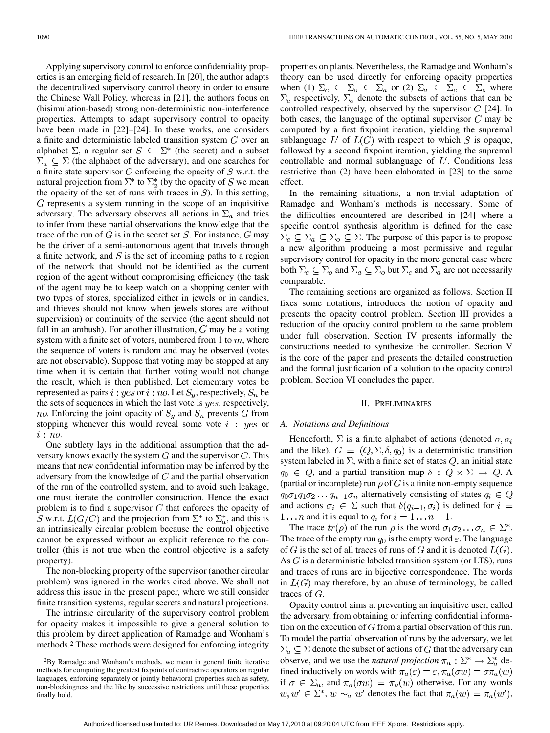Applying supervisory control to enforce confidentiality properties is an emerging field of research. In [20], the author adapts the decentralized supervisory control theory in order to ensure the Chinese Wall Policy, whereas in [21], the authors focus on (bisimulation-based) strong non-deterministic non-interference properties. Attempts to adapt supervisory control to opacity have been made in [22]–[24]. In these works, one considers a finite and deterministic labeled transition system $G$ over an alphabet $\Sigma$, a regular set $S \subseteq \Sigma^*$ (the secret) and a subset $\Sigma_a \subseteq \Sigma$ (the alphabet of the adversary), and one searches for a finite state supervisor $C$ enforcing the opacity of $S$ w.r.t. the natural projection from $\Sigma^*$ to $\Sigma_a^*$ (by the opacity of $S$ we mean the opacity of the set of runs with traces in $S$). In this setting, $G$ represents a system running in the scope of an inquisitive adversary. The adversary observes all actions in $\Sigma_a$ and tries to infer from these partial observations the knowledge that the trace of the run of $G$ is in the secret set $S$. For instance, $G$ may be the driver of a semi-autonomous agent that travels through a finite network, and $S$ is the set of incoming paths to a region of the network that should not be identified as the current region of the agent without compromising efficiency (the task of the agent may be to keep watch on a shopping center with two types of stores, specialized either in jewels or in candies, and thieves should not know when jewels stores are without supervision) or continuity of the service (the agent should not fall in an ambush). For another illustration, $G$ may be a voting system with a finite set of voters, numbered from 1 to $m$, where the sequence of voters is random and may be observed (votes are not observable). Suppose that voting may be stopped at any time when it is certain that further voting would not change the result, which is then published. Let elementary votes be represented as pairs $i : yes$ or $i : no$. Let $S_y$, respectively, $S_n$ be the sets of sequences in which the last vote is $yes$, respectively, $no$. Enforcing the joint opacity of $S_y$ and $S_n$ prevents $G$ from stopping whenever this would reveal some vote $i : yes$ or $i : no$.

One subtlety lays in the additional assumption that the adversary knows exactly the system $G$ and the supervisor $C$. This means that new confidential information may be inferred by the adversary from the knowledge of $C$ and the partial observation of the run of the controlled system, and to avoid such leakage, one must iterate the controller construction. Hence the exact problem is to find a supervisor $C$ that enforces the opacity of $S$ w.r.t. $L(G/C)$ and the projection from $\Sigma^*$ to $\Sigma_a^*$, and this is an intrinsically circular problem because the control objective cannot be expressed without an explicit reference to the controller (this is not true when the control objective is a safety property).

The non-blocking property of the supervisor (another circular problem) was ignored in the works cited above. We shall not address this issue in the present paper, where we still consider finite transition systems, regular secrets and natural projections.

The intrinsic circularity of the supervisory control problem for opacity makes it impossible to give a general solution to this problem by direct application of Ramadge and Wonham's methods.[2] These methods were designed for enforcing integrity properties on plants. Nevertheless, the Ramadge and Wonham's theory can be used directly for enforcing opacity properties when (1) $\Sigma_c \subseteq \Sigma_o \subseteq \Sigma_a$ or (2) $\Sigma_a \subseteq \Sigma_c \subseteq \Sigma_o$ where $\Sigma_c$ respectively, $\Sigma_o$ denote the subsets of actions that can be controlled respectively, observed by the supervisor $C$ [24]. In both cases, the language of the optimal supervisor $C$ may be computed by a first fixpoint iteration, yielding the supremal sublanguage $L'$ of $L(G)$ with respect to which $S$ is opaque, followed by a second fixpoint iteration, yielding the supremal controllable and normal sublanguage of $L'$. Conditions less restrictive than (2) have been elaborated in [23] to the same effect.

In the remaining situations, a non-trivial adaptation of Ramadge and Wonham's methods is necessary. Some of the difficulties encountered are described in [24] where a specific control synthesis algorithm is defined for the case $\Sigma_c \subseteq \Sigma_a \subseteq \Sigma_o \subseteq \Sigma$. The purpose of this paper is to propose a new algorithm producing a most permissive and regular supervisory control for opacity in the more general case where both $\Sigma_c \subseteq \Sigma_o$ and $\Sigma_a \subseteq \Sigma_o$ but $\Sigma_c$ and $\Sigma_a$ are not necessarily comparable.

The remaining sections are organized as follows. Section II fixes some notations, introduces the notion of opacity and presents the opacity control problem. Section III provides a reduction of the opacity control problem to the same problem under full observation. Section IV presents informally the constructions needed to synthesize the controller. Section V is the core of the paper and presents the detailed construction and the formal justification of a solution to the opacity control problem. Section VI concludes the paper.

## II. Preliminaries

### A. Notations and Definitions

Henceforth, $\Sigma$ is a finite alphabet of actions (denoted $\sigma, \sigma_i$ and the like), $G = (Q, \Sigma, \delta, q_0)$ is a deterministic transition system labeled in $\Sigma$, with a finite set of states $Q$, an initial state $q_0 \in Q$, and a partial transition map $\delta : Q \times \Sigma \to Q$. A (partial or incomplete) run $\rho$ of $G$ is a finite non-empty sequence $q_0\sigma_1 q_1 \sigma_2 \ldots q_{n-1}\sigma_n$ alternatively consisting of states $q_i \in Q$ and actions $\sigma_i \in \Sigma$ such that $\delta(q_{i-1}, \sigma_i)$ is defined for $i = 1 \ldots n$ and it is equal to $q_i$ for $i = 1 \ldots n-1$.

The trace $tr(\rho)$ of the run $\rho$ is the word $\sigma_1\sigma_2 \ldots \sigma_n \in \Sigma^*$. The trace of the empty run $q_0$ is the empty word $\varepsilon$. The language of $G$ is the set of all traces of runs of $G$ and it is denoted $L(G)$. As $G$ is a deterministic labeled transition system (or LTS), runs and traces of runs are in bijective correspondence. The words in $L(G)$ may therefore, by an abuse of terminology, be called traces of $G$.

Opacity control aims at preventing an inquisitive user, called the adversary, from obtaining or inferring confidential information on the execution of $G$ from a partial observation of this run. To model the partial observation of runs by the adversary, we let $\Sigma_a \subseteq \Sigma$ denote the subset of actions of $G$ that the adversary can observe, and we use the *natural projection* $\pi_a : \Sigma^* \to \Sigma_a^*$ defined inductively on words with $\pi_a(\varepsilon) = \varepsilon$, $\pi_a(\sigma w) = \sigma \pi_a(w)$ if $\sigma \in \Sigma_a$, and $\pi_a(\sigma w) = \pi_a(w)$ otherwise. For any words $w, w' \in \Sigma^*$, $w \sim_a w'$ denotes the fact that $\pi_a(w) = \pi_a(w')$,

[2]By Ramadge and Wonham's methods, we mean in general finite iterative methods for computing the greatest fixpoints of contractive operators on regular languages, enforcing separately or jointly behavioral properties such as safety, non-blockingness and the like by successive restrictions until these properties finally hold.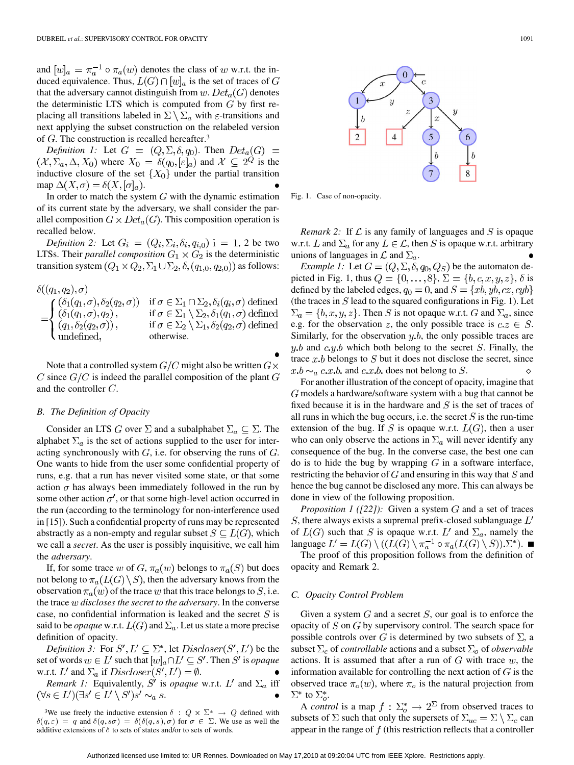and $[w]_a = \pi_a^{-1} \circ \pi_a(w)$ denotes the class of $w$ w.r.t. the induced equivalence. Thus, $L(G) \cap [w]_a$ is the set of traces of $G$ that the adversary cannot distinguish from $w$. $Det_a(G)$ denotes the deterministic LTS which is computed from $G$ by first replacing all transitions labeled in $\Sigma \setminus \Sigma_a$ with $\varepsilon$-transitions and next applying the subset construction on the relabeled version of $G$. The construction is recalled hereafter.[3]

*Definition 1:* Let $G = (Q, \Sigma, \delta, q_0)$. Then $Det_a(G) = (\mathcal{X}, \Sigma_a, \Delta, X_0)$ where $X_0 = \delta(q_0, [\varepsilon]_a)$ and $\mathcal{X} \subseteq 2^Q$ is the inductive closure of the set $\{X_0\}$ under the partial transition map $\Delta(X, \sigma) = \delta(X, [\sigma]_a)$. •

In order to match the system $G$ with the dynamic estimation of its current state by the adversary, we shall consider the parallel composition $G \times Det_a(G)$. This composition operation is recalled below.

*Definition 2:* Let $G_i = (Q_i, \Sigma_i, \delta_i, q_{i,0})$ i = 1, 2 be two LTSs. Their *parallel composition* $G_1 \times G_2$ is the deterministic transition system $(Q_1 \times Q_2, \Sigma_1 \cup \Sigma_2, \delta, (q_{1,0}, q_{2,0}))$ as follows:

$$\delta((q_1,q_2),\sigma) = \begin{cases} (\delta_1(q_1,\sigma), \delta_2(q_2,\sigma)) & \text{if } \sigma \in \Sigma_1 \cap \Sigma_2, \delta_i(q_i,\sigma) \text{ defined} \\ (\delta_1(q_1,\sigma), q_2), & \text{if } \sigma \in \Sigma_1 \setminus \Sigma_2, \delta_1(q_1,\sigma) \text{ defined} \\ (q_1, \delta_2(q_2,\sigma)), & \text{if } \sigma \in \Sigma_2 \setminus \Sigma_1, \delta_2(q_2,\sigma) \text{ defined} \\ \text{undefined}, & \text{otherwise.} \end{cases}$$

•

Note that a controlled system $G/C$ might also be written $G \times C$ since $G/C$ is indeed the parallel composition of the plant $G$ and the controller $C$.

### B. The Definition of Opacity

Consider an LTS $G$ over $\Sigma$ and a subalphabet $\Sigma_a \subseteq \Sigma$. The alphabet $\Sigma_a$ is the set of actions supplied to the user for interacting synchronously with $G$, i.e. for observing the runs of $G$. One wants to hide from the user some confidential property of runs, e.g. that a run has never visited some state, or that some action $\sigma$ has always been immediately followed in the run by some other action $\sigma'$, or that some high-level action occurred in the run (according to the terminology for non-interference used in [15]). Such a confidential property of runs may be represented abstractly as a non-empty and regular subset $S \subseteq L(G)$, which we call a *secret*. As the user is possibly inquisitive, we call him the *adversary*.

If, for some trace $w$ of $G$, $\pi_a(w)$ belongs to $\pi_a(S)$ but does not belong to $\pi_a(L(G) \setminus S)$, then the adversary knows from the observation $\pi_a(w)$ of the trace $w$ that this trace belongs to $S$, i.e. the trace $w$ *discloses the secret to the adversary*. In the converse case, no confidential information is leaked and the secret $S$ is said to be *opaque* w.r.t. $L(G)$ and $\Sigma_a$. Let us state a more precise definition of opacity.

*Definition 3:* For $S', L' \subseteq \Sigma^*$, let $Discloser(S', L')$ be the set of words $w \in L'$ such that $[w]_a \cap L' \subseteq S'$. Then $S'$ is *opaque* w.r.t. $L'$ and $\Sigma_a$ if $Discloser(S', L') = \emptyset$. •

*Remark 1:* Equivalently, $S'$ is *opaque* w.r.t. $L'$ and $\Sigma_a$ iff $(\forall s \in L')(\exists s' \in L' \setminus S') s' \sim_a s$. •

[3]We use freely the inductive extension $\delta : Q \times \Sigma^* \to Q$ defined with $\delta(q, \varepsilon) = q$ and $\delta(q, s\sigma) = \delta(\delta(q, s), \sigma)$ for $\sigma \in \Sigma$. We use as well the additive extensions of $\delta$ to sets of states and/or to sets of words.

Fig. 1. Case of non-opacity.

*Remark 2:* If $\mathcal{L}$ is any family of languages and $S$ is opaque w.r.t. $L$ and $\Sigma_a$ for any $L \in \mathcal{L}$, then $S$ is opaque w.r.t. arbitrary unions of languages in $\mathcal{L}$ and $\Sigma_a$. •

*Example 1:* Let $G = (Q, \Sigma, \delta, q_0, Q_S)$ be the automaton depicted in Fig. 1, thus $Q = \{0, \ldots, 8\}$, $\Sigma = \{b, c, x, y, z\}$, $\delta$ is defined by the labeled edges, $q_0 = 0$, and $S = \{xb, yb, cz, cyb\}$ (the traces in $S$ lead to the squared configurations in Fig. 1). Let $\Sigma_a = \{b, x, y, z\}$. Then $S$ is not opaque w.r.t. $G$ and $\Sigma_a$, since e.g. for the observation $z$, the only possible trace is $c.z \in S$. Similarly, for the observation $y.b$, the only possible traces are $y.b$ and $c.y.b$ which both belong to the secret $S$. Finally, the trace $x.b$ belongs to $S$ but it does not disclose the secret, since $x.b \sim_a c.x.b$. and $c.x.b$. does not belong to $S$. ◇

For another illustration of the concept of opacity, imagine that $G$ models a hardware/software system with a bug that cannot be fixed because it is in the hardware and $S$ is the set of traces of all runs in which the bug occurs, i.e. the secret $S$ is the run-time extension of the bug. If $S$ is opaque w.r.t. $L(G)$, then a user who can only observe the actions in $\Sigma_a$ will never identify any consequence of the bug. In the converse case, the best one can do is to hide the bug by wrapping $G$ in a software interface, restricting the behavior of $G$ and ensuring in this way that $S$ and hence the bug cannot be disclosed any more. This can always be done in view of the following proposition.

*Proposition 1 ([22]):* Given a system $G$ and a set of traces $S$, there always exists a supremal prefix-closed sublanguage $L'$ of $L(G)$ such that $S$ is opaque w.r.t. $L'$ and $\Sigma_a$, namely the language $L' = L(G) \setminus ((L(G) \setminus \pi_a^{-1} \circ \pi_a(L(G) \setminus S)).\Sigma^*)$. ■

The proof of this proposition follows from the definition of opacity and Remark 2.

### C. Opacity Control Problem

Given a system $G$ and a secret $S$, our goal is to enforce the opacity of $S$ on $G$ by supervisory control. The search space for possible controls over $G$ is determined by two subsets of $\Sigma$, a subset $\Sigma_c$ of *controllable* actions and a subset $\Sigma_o$ of *observable* actions. It is assumed that after a run of $G$ with trace $w$, the information available for controlling the next action of $G$ is the observed trace $\pi_o(w)$, where $\pi_o$ is the natural projection from $\Sigma^*$ to $\Sigma_o^*$.

A *control* is a map $f : \Sigma_o^* \to 2^\Sigma$ from observed traces to subsets of $\Sigma$ such that only the supersets of $\Sigma_{uc} = \Sigma \setminus \Sigma_c$ can appear in the range of $f$ (this restriction reflects that a controller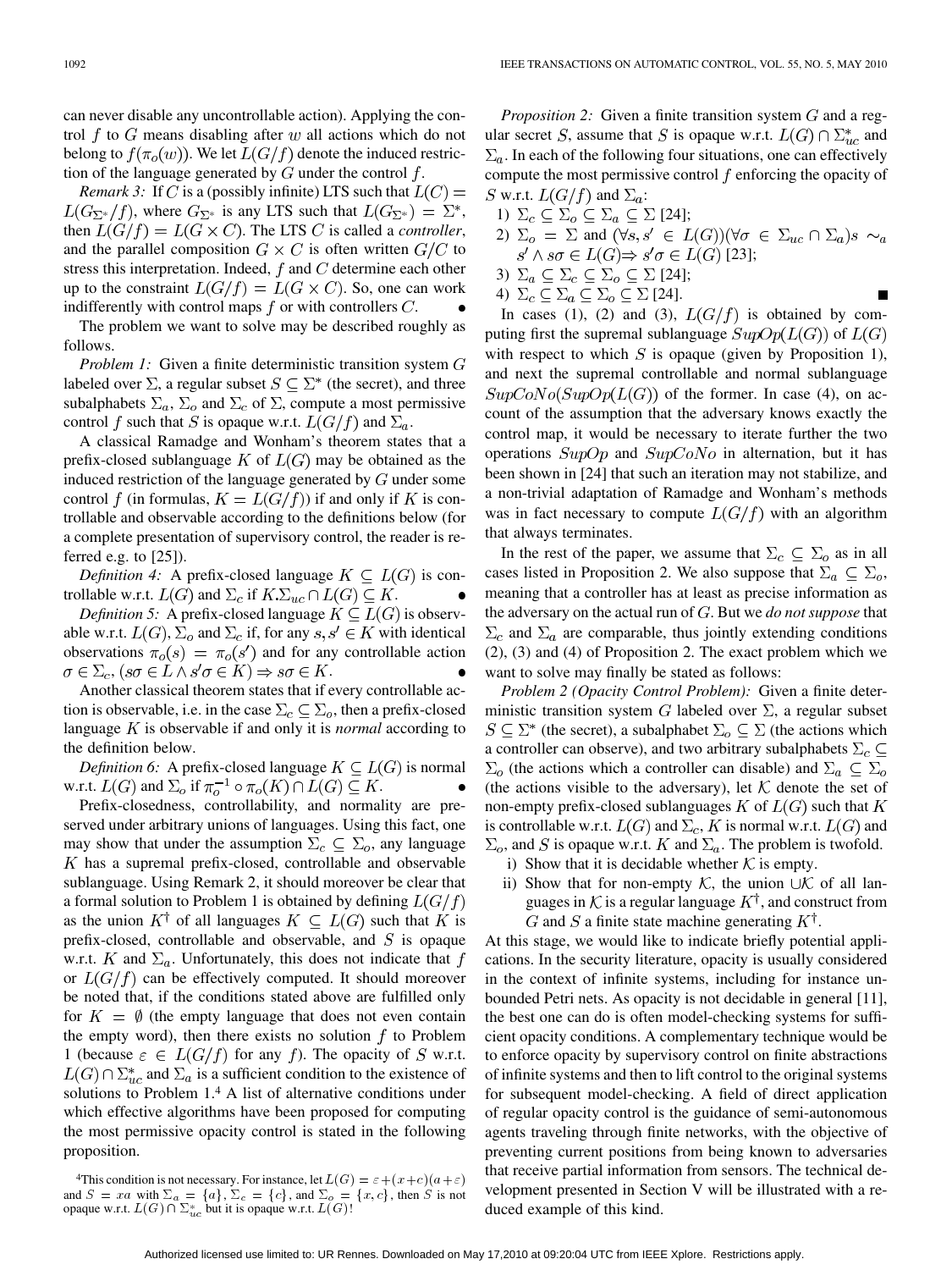can never disable any uncontrollable action). Applying the control $f$ to $G$ means disabling after $w$ all actions which do not belong to $f(\pi_o(w))$. We let $L(G/f)$ denote the induced restriction of the language generated by $G$ under the control $f$.

*Remark 3:* If $C$ is a (possibly infinite) LTS such that $L(C) = L(G_{\Sigma^*}/f)$, where $G_{\Sigma^*}$ is any LTS such that $L(G_{\Sigma^*}) = \Sigma^*$, then $L(G/f) = L(G \times C)$. The LTS $C$ is called a *controller*, and the parallel composition $G \times C$ is often written $G/C$ to stress this interpretation. Indeed, $f$ and $C$ determine each other up to the constraint $L(G/f) = L(G \times C)$. So, one can work indifferently with control maps $f$ or with controllers $C$. •

The problem we want to solve may be described roughly as follows.

*Problem 1:* Given a finite deterministic transition system $G$ labeled over $\Sigma$, a regular subset $S \subseteq \Sigma^*$ (the secret), and three subalphabets $\Sigma_a$, $\Sigma_o$ and $\Sigma_c$ of $\Sigma$, compute a most permissive control $f$ such that $S$ is opaque w.r.t. $L(G/f)$ and $\Sigma_a$.

A classical Ramadge and Wonham's theorem states that a prefix-closed sublanguage $K$ of $L(G)$ may be obtained as the induced restriction of the language generated by $G$ under some control $f$ (in formulas, $K = L(G/f)$) if and only if $K$ is controllable and observable according to the definitions below (for a complete presentation of supervisory control, the reader is referred e.g. to [25]).

*Definition 4:* A prefix-closed language $K \subseteq L(G)$ is controllable w.r.t. $L(G)$ and $\Sigma_c$ if $K.\Sigma_{uc} \cap L(G) \subseteq K$. •

*Definition 5:* A prefix-closed language $K \subseteq L(G)$ is observable w.r.t. $L(G)$, $\Sigma_o$ and $\Sigma_c$ if, for any $s, s' \in K$ with identical observations $\pi_o(s) = \pi_o(s')$ and for any controllable action $\sigma \in \Sigma_c$, $(s\sigma \in L \wedge s'\sigma \in K) \Rightarrow s\sigma \in K$. •

Another classical theorem states that if every controllable action is observable, i.e. in the case $\Sigma_c \subseteq \Sigma_o$, then a prefix-closed language $K$ is observable if and only it is *normal* according to the definition below.

*Definition 6:* A prefix-closed language $K \subseteq L(G)$ is normal w.r.t. $L(G)$ and $\Sigma_o$ if $\pi_o^{-1} \circ \pi_o(K) \cap L(G) \subseteq K$. •

Prefix-closedness, controllability, and normality are preserved under arbitrary unions of languages. Using this fact, one may show that under the assumption $\Sigma_c \subseteq \Sigma_o$, any language $K$ has a supremal prefix-closed, controllable and observable sublanguage. Using Remark 2, it should moreover be clear that a formal solution to Problem 1 is obtained by defining $L(G/f)$ as the union $K^\dagger$ of all languages $K \subseteq L(G)$ such that $K$ is prefix-closed, controllable and observable, and $S$ is opaque w.r.t. $K$ and $\Sigma_a$. Unfortunately, this does not indicate that $f$ or $L(G/f)$ can be effectively computed. It should moreover be noted that, if the conditions stated above are fulfilled only for $K = \emptyset$ (the empty language that does not even contain the empty word), then there exists no solution $f$ to Problem 1 (because $\varepsilon \in L(G/f)$ for any $f$). The opacity of $S$ w.r.t. $L(G) \cap \Sigma_{uc}^*$ and $\Sigma_a$ is a sufficient condition to the existence of solutions to Problem 1.[4] A list of alternative conditions under which effective algorithms have been proposed for computing the most permissive opacity control is stated in the following proposition.

*Proposition 2:* Given a finite transition system $G$ and a regular secret $S$, assume that $S$ is opaque w.r.t. $L(G) \cap \Sigma_{uc}^*$ and $\Sigma_a$. In each of the following four situations, one can effectively compute the most permissive control $f$ enforcing the opacity of $S$ w.r.t. $L(G/f)$ and $\Sigma_a$:

1) $\Sigma_c \subseteq \Sigma_o \subseteq \Sigma_a \subseteq \Sigma$ [24];
2) $\Sigma_o = \Sigma$ and $(\forall s, s' \in L(G))(\forall \sigma \in \Sigma_{uc} \cap \Sigma_a) s \sim_a s' \wedge s\sigma \in L(G) \Rightarrow s'\sigma \in L(G)$ [23];
3) $\Sigma_a \subseteq \Sigma_c \subseteq \Sigma_o \subseteq \Sigma$ [24];
4) $\Sigma_c \subseteq \Sigma_a \subseteq \Sigma_o \subseteq \Sigma$ [24]. ■

In cases (1), (2) and (3), $L(G/f)$ is obtained by computing first the supremal sublanguage $SupOp(L(G))$ of $L(G)$ with respect to which $S$ is opaque (given by Proposition 1), and next the supremal controllable and normal sublanguage $SupCoNo(SupOp(L(G)))$ of the former. In case (4), on account of the assumption that the adversary knows exactly the control map, it would be necessary to iterate further the two operations $SupOp$ and $SupCoNo$ in alternation, but it has been shown in [24] that such an iteration may not stabilize, and a non-trivial adaptation of Ramadge and Wonham's methods was in fact necessary to compute $L(G/f)$ with an algorithm that always terminates.

In the rest of the paper, we assume that $\Sigma_c \subseteq \Sigma_o$ as in all cases listed in Proposition 2. We also suppose that $\Sigma_a \subseteq \Sigma_o$, meaning that a controller has at least as precise information as the adversary on the actual run of $G$. But we *do not suppose* that $\Sigma_c$ and $\Sigma_a$ are comparable, thus jointly extending conditions (2), (3) and (4) of Proposition 2. The exact problem which we want to solve may finally be stated as follows:

*Problem 2 (Opacity Control Problem):* Given a finite deterministic transition system $G$ labeled over $\Sigma$, a regular subset $S \subseteq \Sigma^*$ (the secret), a subalphabet $\Sigma_o \subseteq \Sigma$ (the actions which a controller can observe), and two arbitrary subalphabets $\Sigma_c \subseteq \Sigma_o$ (the actions which a controller can disable) and $\Sigma_a \subseteq \Sigma_o$ (the actions visible to the adversary), let $\mathcal{K}$ denote the set of non-empty prefix-closed sublanguages $K$ of $L(G)$ such that $K$ is controllable w.r.t. $L(G)$ and $\Sigma_c$, $K$ is normal w.r.t. $L(G)$ and $\Sigma_o$, and $S$ is opaque w.r.t. $K$ and $\Sigma_a$. The problem is twofold.

i) Show that it is decidable whether $\mathcal{K}$ is empty.
ii) Show that for non-empty $\mathcal{K}$, the union $\cup\mathcal{K}$ of all languages in $\mathcal{K}$ is a regular language $K^\dagger$, and construct from $G$ and $S$ a finite state machine generating $K^\dagger$.

At this stage, we would like to indicate briefly potential applications. In the security literature, opacity is usually considered in the context of infinite systems, including for instance unbounded Petri nets. As opacity is not decidable in general [11], the best one can do is often model-checking systems for sufficient opacity conditions. A complementary technique would be to enforce opacity by supervisory control on finite abstractions of infinite systems and then to lift control to the original systems for subsequent model-checking. A field of direct application of regular opacity control is the guidance of semi-autonomous agents traveling through finite networks, with the objective of preventing current positions from being known to adversaries that receive partial information from sensors. The technical development presented in Section V will be illustrated with a reduced example of this kind.

[4] This condition is not necessary. For instance, let $L(G) = \varepsilon + (x + c)(a + \varepsilon)$ and $S = xa$ with $\Sigma_a = \{a\}$, $\Sigma_c = \{c\}$, and $\Sigma_o = \{x, c\}$, then $S$ is not opaque w.r.t. $L(G) \cap \Sigma_{uc}^*$ but it is opaque w.r.t. $L(G)$!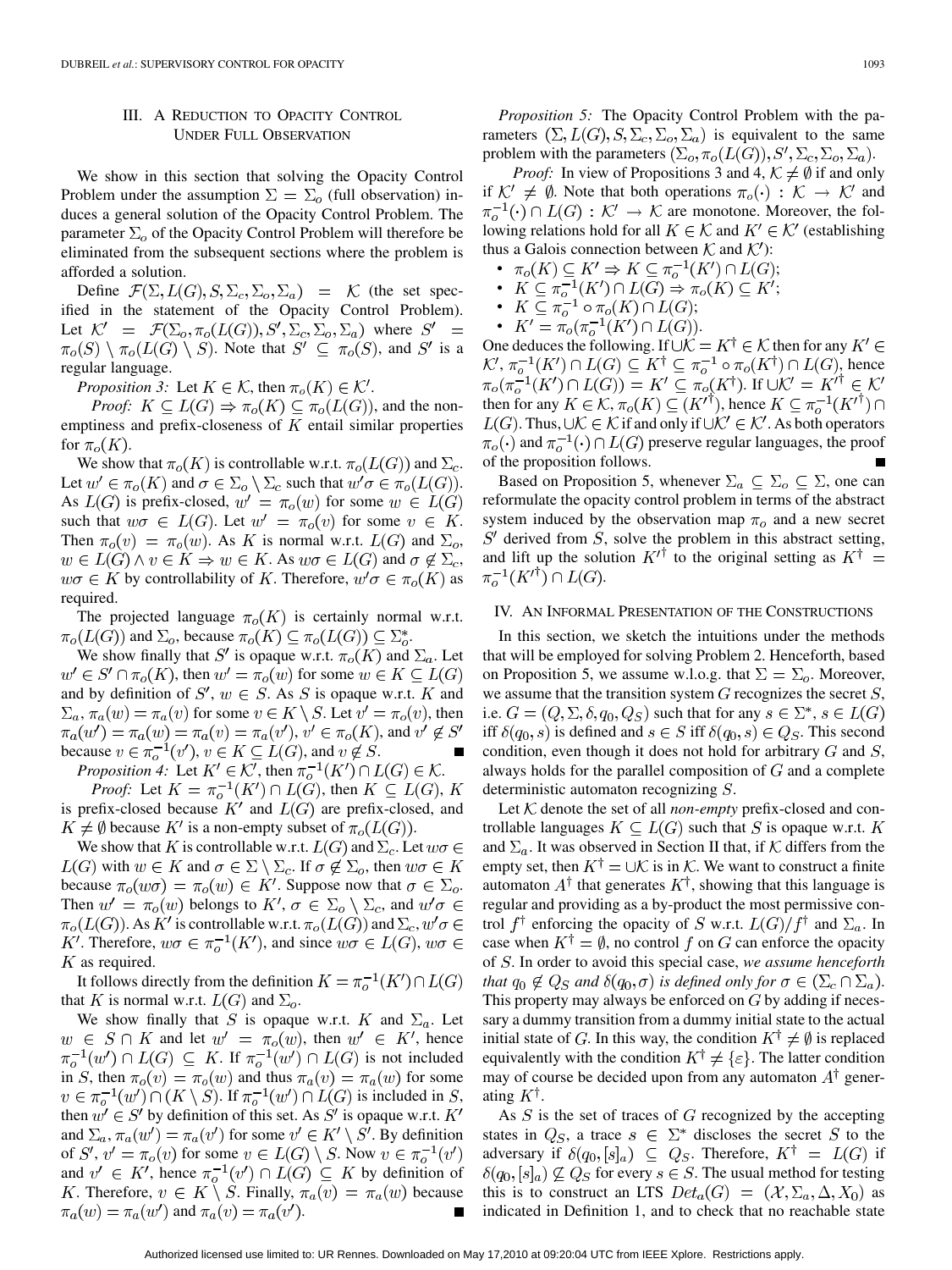## III. A Reduction to Opacity Control Under Full Observation

We show in this section that solving the Opacity Control Problem under the assumption $\Sigma = \Sigma_o$ (full observation) induces a general solution of the Opacity Control Problem. The parameter $\Sigma_o$ of the Opacity Control Problem will therefore be eliminated from the subsequent sections where the problem is afforded a solution.

Define $\mathcal{F}(\Sigma, L(G), S, \Sigma_c, \Sigma_o, \Sigma_a) = \mathcal{K}$ (the set specified in the statement of the Opacity Control Problem). Let $\mathcal{K}' = \mathcal{F}(\Sigma_o, \pi_o(L(G)), S', \Sigma_c, \Sigma_o, \Sigma_a)$ where $S' = \pi_o(S) \setminus \pi_o(L(G) \setminus S)$. Note that $S' \subseteq \pi_o(S)$, and $S'$ is a regular language.

*Proposition 3:* Let $K \in \mathcal{K}$, then $\pi_o(K) \in \mathcal{K}'$.

*Proof:* $K \subseteq L(G) \Rightarrow \pi_o(K) \subseteq \pi_o(L(G))$, and the non-emptiness and prefix-closeness of $K$ entail similar properties for $\pi_o(K)$.

We show that $\pi_o(K)$ is controllable w.r.t. $\pi_o(L(G))$ and $\Sigma_c$. Let $w' \in \pi_o(K)$ and $\sigma \in \Sigma_o \setminus \Sigma_c$ such that $w'\sigma \in \pi_o(L(G))$. As $L(G)$ is prefix-closed, $w' = \pi_o(w)$ for some $w \in L(G)$ such that $w\sigma \in L(G)$. Let $w' = \pi_o(v)$ for some $v \in K$. Then $\pi_o(v) = \pi_o(w)$. As $K$ is normal w.r.t. $L(G)$ and $\Sigma_o$, $w \in L(G) \wedge v \in K \Rightarrow w \in K$. As $w\sigma \in L(G)$ and $\sigma \notin \Sigma_c$, $w\sigma \in K$ by controllability of $K$. Therefore, $w'\sigma \in \pi_o(K)$ as required.

The projected language $\pi_o(K)$ is certainly normal w.r.t. $\pi_o(L(G))$ and $\Sigma_o$, because $\pi_o(K) \subseteq \pi_o(L(G)) \subseteq \Sigma_o^*$.

We show finally that $S'$ is opaque w.r.t. $\pi_o(K)$ and $\Sigma_a$. Let $w' \in S' \cap \pi_o(K)$, then $w' = \pi_o(w)$ for some $w \in K \subseteq L(G)$ and by definition of $S'$, $w \in S$. As $S$ is opaque w.r.t. $K$ and $\Sigma_a$, $\pi_a(w) = \pi_a(v)$ for some $v \in K \setminus S$. Let $v' = \pi_o(v)$, then $\pi_a(w') = \pi_a(w) = \pi_a(v) = \pi_a(v')$, $v' \in \pi_o(K)$, and $v' \notin S'$ because $v \in \pi_o^{-1}(v')$, $v \in K \subseteq L(G)$, and $v \notin S$. ∎

*Proposition 4:* Let $K' \in \mathcal{K}'$, then $\pi_o^{-1}(K') \cap L(G) \in \mathcal{K}$.

*Proof:* Let $K = \pi_o^{-1}(K') \cap L(G)$, then $K \subseteq L(G)$, $K$ is prefix-closed because $K'$ and $L(G)$ are prefix-closed, and $K \neq \emptyset$ because $K'$ is a non-empty subset of $\pi_o(L(G))$.

We show that $K$ is controllable w.r.t. $L(G)$ and $\Sigma_c$. Let $w\sigma \in L(G)$ with $w \in K$ and $\sigma \in \Sigma \setminus \Sigma_c$. If $\sigma \notin \Sigma_o$, then $w\sigma \in K$ because $\pi_o(w\sigma) = \pi_o(w) \in K'$. Suppose now that $\sigma \in \Sigma_o$. Then $w' = \pi_o(w)$ belongs to $K'$, $\sigma \in \Sigma_o \setminus \Sigma_c$ and $w'\sigma \in \pi_o(L(G))$. As $K'$ is controllable w.r.t. $\pi_o(L(G))$ and $\Sigma_c$, $w'\sigma \in K'$. Therefore, $w\sigma \in \pi_o^{-1}(K')$, and since $w\sigma \in L(G)$, $w\sigma \in K$ as required.

It follows directly from the definition $K = \pi_o^{-1}(K') \cap L(G)$ that $K$ is normal w.r.t. $L(G)$ and $\Sigma_o$.

We show finally that $S$ is opaque w.r.t. $K$ and $\Sigma_a$. Let $w \in S \cap K$ and let $w' = \pi_o(w)$, then $w' \in K'$, hence $\pi_o^{-1}(w') \cap L(G) \subseteq K$. If $\pi_o^{-1}(w') \cap L(G)$ is not included in $S$, then $\pi_o(v) = \pi_o(w)$ and thus $\pi_a(v) = \pi_a(w)$ for some $v \in \pi_o^{-1}(w') \cap (K \setminus S)$. If $\pi_o^{-1}(w') \cap L(G)$ is included in $S$, then $w' \in S'$ by definition of this set. As $S'$ is opaque w.r.t. $K'$ and $\Sigma_a$, $\pi_a(w') = \pi_a(v')$ for some $v' \in K' \setminus S'$. By definition of $S'$, $v' = \pi_o(v)$ for some $v \in L(G) \setminus S$. Now $v \in \pi_o^{-1}(v')$ and $v' \in K'$, hence $\pi_o^{-1}(v') \cap L(G) \subseteq K$ by definition of $K$. Therefore, $v \in K \setminus S$. Finally, $\pi_a(v) = \pi_a(w)$ because $\pi_a(w) = \pi_a(w')$ and $\pi_a(v) = \pi_a(v')$. ∎

*Proposition 5:* The Opacity Control Problem with the parameters $(\Sigma, L(G), S, \Sigma_c, \Sigma_o, \Sigma_a)$ is equivalent to the same problem with the parameters $(\Sigma_o, \pi_o(L(G)), S', \Sigma_c, \Sigma_o, \Sigma_a)$.

*Proof:* In view of Propositions 3 and 4, $\mathcal{K} \neq \emptyset$ if and only if $\mathcal{K}' \neq \emptyset$. Note that both operations $\pi_o(\cdot) : \mathcal{K} \to \mathcal{K}'$ and $\pi_o^{-1}(\cdot) \cap L(G) : \mathcal{K}' \to \mathcal{K}$ are monotone. Moreover, the following relations hold for all $K \in \mathcal{K}$ and $K' \in \mathcal{K}'$ (establishing thus a Galois connection between $\mathcal{K}$ and $\mathcal{K}'$):

- $\pi_o(K) \subseteq K' \Rightarrow K \subseteq \pi_o^{-1}(K') \cap L(G)$;
- $K \subseteq \pi_o^{-1}(K') \cap L(G) \Rightarrow \pi_o(K) \subseteq K'$;
- $K \subseteq \pi_o^{-1} \circ \pi_o(K) \cap L(G)$;
- $K' = \pi_o(\pi_o^{-1}(K') \cap L(G))$.

One deduces the following. If $\cup\mathcal{K} = K^\dagger \in \mathcal{K}$ then for any $K' \in \mathcal{K}'$, $\pi_o^{-1}(K') \cap L(G) \subseteq K^\dagger \subseteq \pi_o^{-1} \circ \pi_o(K^\dagger) \cap L(G)$, hence $\pi_o(\pi_o^{-1}(K') \cap L(G)) = K' \subseteq \pi_o(K^\dagger)$. If $\cup\mathcal{K}' = K'^\dagger \in \mathcal{K}'$ then for any $K \in \mathcal{K}$, $\pi_o(K) \subseteq (K'^\dagger)$, hence $K \subseteq \pi_o^{-1}(K'^\dagger) \cap L(G)$. Thus, $\cup\mathcal{K} \in \mathcal{K}$ if and only if $\cup\mathcal{K}' \in \mathcal{K}'$. As both operators $\pi_o(\cdot)$ and $\pi_o^{-1}(\cdot) \cap L(G)$ preserve regular languages, the proof of the proposition follows. ∎

Based on Proposition 5, whenever $\Sigma_a \subseteq \Sigma_o \subseteq \Sigma$, one can reformulate the opacity control problem in terms of the abstract system induced by the observation map $\pi_o$ and a new secret $S'$ derived from $S$, solve the problem in this abstract setting, and lift up the solution $K'^\dagger$ to the original setting as $K^\dagger = \pi_o^{-1}(K'^\dagger) \cap L(G)$.

## IV. An Informal Presentation of the Constructions

In this section, we sketch the intuitions under the methods that will be employed for solving Problem 2. Henceforth, based on Proposition 5, we assume w.l.o.g. that $\Sigma = \Sigma_o$. Moreover, we assume that the transition system $G$ recognizes the secret $S$, i.e. $G = (Q, \Sigma, \delta, q_0, Q_S)$ such that for any $s \in \Sigma^*$, $s \in L(G)$ iff $\delta(q_0, s)$ is defined and $s \in S$ iff $\delta(q_0, s) \in Q_S$. This second condition, even though it does not hold for arbitrary $G$ and $S$, always holds for the parallel composition of $G$ and a complete deterministic automaton recognizing $S$.

Let $\mathcal{K}$ denote the set of all *non-empty* prefix-closed and controllable languages $K \subseteq L(G)$ such that $S$ is opaque w.r.t. $K$ and $\Sigma_a$. It was observed in Section II that, if $\mathcal{K}$ differs from the empty set, then $K^\dagger = \cup\mathcal{K}$ is in $\mathcal{K}$. We want to construct a finite automaton $A^\dagger$ that generates $K^\dagger$, showing that this language is regular and providing as a by-product the most permissive control $f^\dagger$ enforcing the opacity of $S$ w.r.t. $L(G)/f^\dagger$ and $\Sigma_a$. In case when $K^\dagger = \emptyset$, no control $f$ on $G$ can enforce the opacity of $S$. In order to avoid this special case, *we assume henceforth that $q_0 \notin Q_S$ and $\delta(q_0, \sigma)$ is defined only for $\sigma \in (\Sigma_c \cap \Sigma_a)$.* This property may always be enforced on $G$ by adding if necessary a dummy transition from a dummy initial state to the actual initial state of $G$. In this way, the condition $K^\dagger \neq \emptyset$ is replaced equivalently with the condition $K^\dagger \neq \{\varepsilon\}$. The latter condition may of course be decided upon from any automaton $A^\dagger$ generating $K^\dagger$.

As $S$ is the set of traces of $G$ recognized by the accepting states in $Q_S$, a trace $s \in \Sigma^*$ discloses the secret $S$ to the adversary if $\delta(q_0, [s]_a) \subseteq Q_S$. Therefore, $K^\dagger = L(G)$ if $\delta(q_0, [s]_a) \not\subseteq Q_S$ for every $s \in S$. The usual method for testing this is to construct an LTS $Det_a(G) = (\mathcal{X}, \Sigma_a, \Delta, X_0)$ as indicated in Definition 1, and to check that no reachable state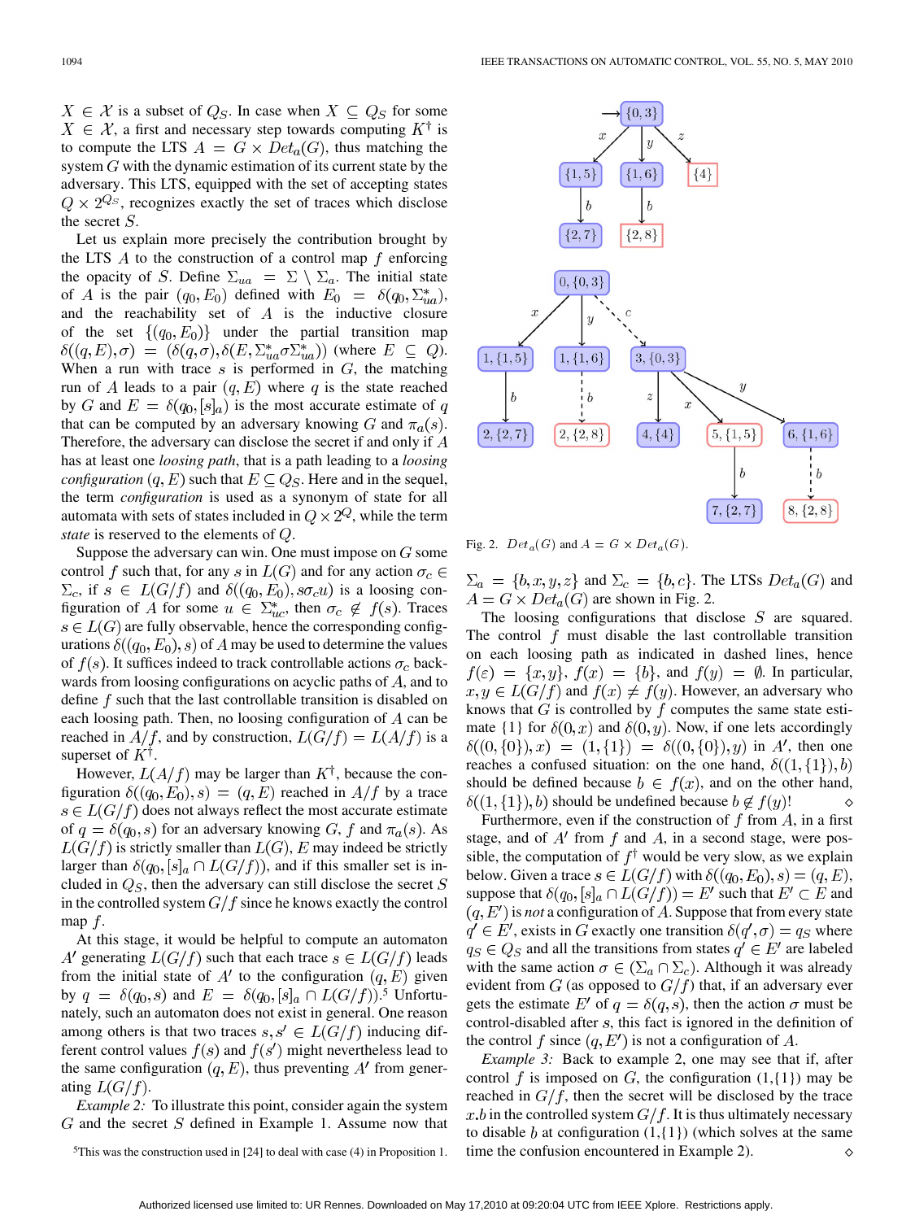$X \in \mathcal{X}$ is a subset of $Q_S$. In case when $X \subseteq Q_S$ for some $X \in \mathcal{X}$, a first and necessary step towards computing $K^\dagger$ is to compute the LTS $A = G \times Det_a(G)$, thus matching the system $G$ with the dynamic estimation of its current state by the adversary. This LTS, equipped with the set of accepting states $Q \times 2^{Q_S}$, recognizes exactly the set of traces which disclose the secret $S$.

Let us explain more precisely the contribution brought by the LTS $A$ to the construction of a control map $f$ enforcing the opacity of $S$. Define $\Sigma_{ua} = \Sigma \setminus \Sigma_a$. The initial state of $A$ is the pair $(q_0, E_0)$ defined with $E_0 = \delta(q_0, \Sigma_{ua}^*)$, and the reachability set of $A$ is the inductive closure of the set $\{(q_0, E_0)\}$ under the partial transition map $\delta((q, E), \sigma) = (\delta(q, \sigma), \delta(E, \Sigma_{ua}^* \sigma \Sigma_{ua}^*))$ (where $E \subseteq Q$). When a run with trace $s$ is performed in $G$, the matching run of $A$ leads to a pair $(q, E)$ where $q$ is the state reached by $G$ and $E = \delta(q_0, [s]_a)$ is the most accurate estimate of $q$ that can be computed by an adversary knowing $G$ and $\pi_a(s)$. Therefore, the adversary can disclose the secret if and only if $A$ has at least one *loosing path*, that is a path leading to a *loosing configuration* $(q, E)$ such that $E \subseteq Q_S$. Here and in the sequel, the term *configuration* is used as a synonym of state for all automata with sets of states included in $Q \times 2^Q$, while the term *state* is reserved to the elements of $Q$.

Suppose the adversary can win. One must impose on $G$ some control $f$ such that, for any $s$ in $L(G)$ and for any action $\sigma_c \in \Sigma_c$, if $s \in L(G/f)$ and $\delta((q_0, E_0), s\sigma_c u)$ is a loosing configuration of $A$ for some $u \in \Sigma_{uc}^*$, then $\sigma_c \notin f(s)$. Traces $s \in L(G)$ are fully observable, hence the corresponding configurations $\delta((q_0, E_0), s)$ of $A$ may be used to determine the values of $f(s)$. It suffices indeed to track controllable actions $\sigma_c$ backwards from loosing configurations on acyclic paths of $A$, and to define $f$ such that the last controllable transition is disabled on each loosing path. Then, no loosing configuration of $A$ can be reached in $A/f$, and by construction, $L(G/f) = L(A/f)$ is a superset of $K^\dagger$.

However, $L(A/f)$ may be larger than $K^\dagger$, because the configuration $\delta((q_0, E_0), s) = (q, E)$ reached in $A/f$ by a trace $s \in L(G/f)$ does not always reflect the most accurate estimate of $q = \delta(q_0, s)$ for an adversary knowing $G$, $f$ and $\pi_a(s)$. As $L(G/f)$ is strictly smaller than $L(G)$, $E$ may indeed be strictly larger than $\delta(q_0, [s]_a \cap L(G/f))$, and if this smaller set is included in $Q_S$, then the adversary can still disclose the secret $S$ in the controlled system $G/f$ since he knows exactly the control map $f$.

At this stage, it would be helpful to compute an automaton $A'$ generating $L(G/f)$ such that each trace $s \in L(G/f)$ leads from the initial state of $A'$ to the configuration $(q, E)$ given by $q = \delta(q_0, s)$ and $E = \delta(q_0, [s]_a \cap L(G/f))$.[5] Unfortunately, such an automaton does not exist in general. One reason among others is that two traces $s, s' \in L(G/f)$ inducing different control values $f(s)$ and $f(s')$ might nevertheless lead to the same configuration $(q, E)$, thus preventing $A'$ from generating $L(G/f)$.

*Example 2:* To illustrate this point, consider again the system $G$ and the secret $S$ defined in Example 1. Assume now that $\Sigma_a = \{b, x, y, z\}$ and $\Sigma_c = \{b, c\}$. The LTSs $Det_a(G)$ and $A = G \times Det_a(G)$ are shown in Fig. 2.

Fig. 2. $Det_a(G)$ and $A = G \times Det_a(G)$.

The loosing configurations that disclose $S$ are squared. The control $f$ must disable the last controllable transition on each loosing path as indicated in dashed lines, hence $f(\varepsilon) = \{x, y\}$, $f(x) = \{b\}$, and $f(y) = \emptyset$. In particular, $x, y \in L(G/f)$ and $f(x) \neq f(y)$. However, an adversary who knows that $G$ is controlled by $f$ computes the same state estimate $\{1\}$ for $\delta(0, x)$ and $\delta(0, y)$. Now, if one lets accordingly $\delta((0, \{0\}), x) = (1, \{1\}) = \delta((0, \{0\}), y)$ in $A'$, then one reaches a confused situation: on the one hand, $\delta((1, \{1\}), b)$ should be defined because $b \in f(x)$, and on the other hand, $\delta((1, \{1\}), b)$ should be undefined because $b \notin f(y)$! ◇

Furthermore, even if the construction of $f$ from $A$, in a first stage, and of $A'$ from $f$ and $A$, in a second stage, were possible, the computation of $f^\dagger$ would be very slow, as we explain below. Given a trace $s \in L(G/f)$ with $\delta((q_0, E_0), s) = (q, E)$, suppose that $\delta(q_0, [s]_a \cap L(G/f)) = E'$ such that $E' \subset E$ and $(q, E')$ is *not* a configuration of $A$. Suppose that from every state $q' \in E'$, exists in $G$ exactly one transition $\delta(q', \sigma) = q_S$ where $q_S \in Q_S$ and all the transitions from states $q' \in E'$ are labeled with the same action $\sigma \in (\Sigma_a \cap \Sigma_c)$. Although it was already evident from $G$ (as opposed to $G/f$) that, if an adversary ever gets the estimate $E'$ of $q = \delta(q, s)$, then the action $\sigma$ must be control-disabled after $s$, this fact is ignored in the definition of the control $f$ since $(q, E')$ is not a configuration of $A$.

*Example 3:* Back to example 2, one may see that if, after control $f$ is imposed on $G$, the configuration $(1, \{1\})$ may be reached in $G/f$, then the secret will be disclosed by the trace $x.b$ in the controlled system $G/f$. It is thus ultimately necessary to disable $b$ at configuration $(1, \{1\})$ (which solves at the same time the confusion encountered in Example 2). ◇

[5]This was the construction used in [24] to deal with case (4) in Proposition 1.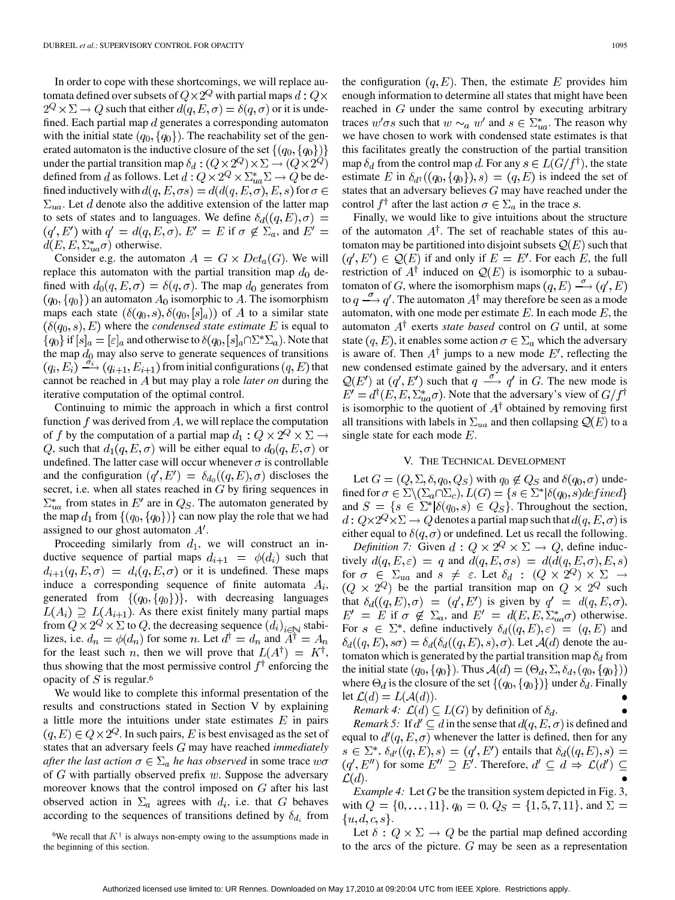In order to cope with these shortcomings, we will replace automata defined over subsets of $Q \times 2^Q$ with partial maps $d : Q \times 2^Q \times \Sigma \rightarrow Q$ such that either $d(q, E, \sigma) = \delta(q, \sigma)$ or it is undefined. Each partial map $d$ generates a corresponding automaton with the initial state $(q_0, \{q_0\})$. The reachability set of the generated automaton is the inductive closure of the set $\{(q_0, \{q_0\})\}$ under the partial transition map $\delta_d : (Q \times 2^Q) \times \Sigma \rightarrow (Q \times 2^Q)$ defined from $d$ as follows. Let $d : Q \times 2^Q \times \Sigma_{ua}^* \Sigma \rightarrow Q$ be defined inductively with $d(q, E, \sigma s) = d(d(q, E, \sigma), E, s)$ for $\sigma \in \Sigma_{ua}$. Let $d$ denote also the additive extension of the latter map to sets of states and to languages. We define $\delta_d((q, E), \sigma) = (q', E')$ with $q' = d(q, E, \sigma)$, $E' = E$ if $\sigma \notin \Sigma_a$, and $E' = d(E, E, \Sigma_{ua}^* \sigma)$ otherwise.

Consider e.g. the automaton $A = G \times Det_a(G)$. We will replace this automaton with the partial transition map $d_0$ defined with $d_0(q, E, \sigma) = \delta(q, \sigma)$. The map $d_0$ generates from $(q_0, \{q_0\})$ an automaton $A_0$ isomorphic to $A$. The isomorphism maps each state $(\delta(q_0, s), \delta(q_0, [s]_a))$ of $A$ to a similar state $(\delta(q_0, s), E)$ where the *condensed state estimate* $E$ is equal to $\{q_0\}$ if $[s]_a = [\varepsilon]_a$ and otherwise to $\delta(q_0, [s]_a \cap \Sigma^* \Sigma_a)$. Note that the map $d_0$ may also serve to generate sequences of transitions $(q_i, E_i) \xrightarrow{\sigma_i} (q_{i+1}, E_{i+1})$ from initial configurations $(q, E)$ that cannot be reached in $A$ but may play a role *later on* during the iterative computation of the optimal control.

Continuing to mimic the approach in which a first control function $f$ was derived from $A$, we will replace the computation of $f$ by the computation of a partial map $d_1 : Q \times 2^Q \times \Sigma \rightarrow Q$, such that $d_1(q, E, \sigma)$ will be either equal to $d_0(q, E, \sigma)$ or undefined. The latter case will occur whenever $\sigma$ is controllable and the configuration $(q', E') = \delta_{d_0}((q, E), \sigma)$ discloses the secret, i.e. when all states reached in $G$ by firing sequences in $\Sigma_{ua}^*$ from states in $E'$ are in $Q_S$. The automaton generated by the map $d_1$ from $\{(q_0, \{q_0\})\}$ can now play the role that we had assigned to our ghost automaton $A'$.

Proceeding similarly from $d_1$, we will construct an inductive sequence of partial maps $d_{i+1} = \phi(d_i)$ such that $d_{i+1}(q, E, \sigma) = d_i(q, E, \sigma)$ or it is undefined. These maps induce a corresponding sequence of finite automata $A_i$, generated from $\{(q_0, \{q_0\})\}$, with decreasing languages $L(A_i) \supseteq L(A_{i+1})$. As there exist finitely many partial maps from $Q \times 2^Q \times \Sigma$ to $Q$, the decreasing sequence $(d_i)_{i \in \mathbb{N}}$ stabilizes, i.e. $d_n = \phi(d_n)$ for some $n$. Let $d^\dagger = d_n$ and $A^\dagger = A_n$ for the least such $n$, then we will prove that $L(A^\dagger) = K^\dagger$, thus showing that the most permissive control $f^\dagger$ enforcing the opacity of $S$ is regular.[6]

We would like to complete this informal presentation of the results and constructions stated in Section V by explaining a little more the intuitions under state estimates $E$ in pairs $(q, E) \in Q \times 2^Q$. In such pairs, $E$ is best envisaged as the set of states that an adversary feels $G$ may have reached *immediately after the last action $\sigma \in \Sigma_a$ he has observed* in some trace $w\sigma$ of $G$ with partially observed prefix $w$. Suppose the adversary moreover knows that the control imposed on $G$ after his last observed action in $\Sigma_a$ agrees with $d_i$, i.e. that $G$ behaves according to the sequences of transitions defined by $\delta_{d_i}$ from the configuration $(q, E)$. Then, the estimate $E$ provides him enough information to determine all states that might have been reached in $G$ under the same control by executing arbitrary traces $w'\sigma s$ such that $w \sim_a w'$ and $s \in \Sigma_{ua}^*$. The reason why we have chosen to work with condensed state estimates is that this facilitates greatly the construction of the partial transition map $\delta_d$ from the control map $d$. For any $s \in L(G/f^\dagger)$, the state estimate $E$ in $\delta_{d^\dagger}((q_0, \{q_0\}), s) = (q, E)$ is indeed the set of states that an adversary believes $G$ may have reached under the control $f^\dagger$ after the last action $\sigma \in \Sigma_a$ in the trace $s$.

Finally, we would like to give intuitions about the structure of the automaton $A^\dagger$. The set of reachable states of this automaton may be partitioned into disjoint subsets $\mathcal{Q}(E)$ such that $(q', E') \in \mathcal{Q}(E)$ if and only if $E = E'$. For each $E$, the full restriction of $A^\dagger$ induced on $\mathcal{Q}(E)$ is isomorphic to a subautomaton of $G$, where the isomorphism maps $(q, E) \xrightarrow{\sigma} (q', E)$ to $q \xrightarrow{\sigma} q'$. The automaton $A^\dagger$ may therefore be seen as a mode automaton, with one mode per estimate $E$. In each mode $E$, the automaton $A^\dagger$ exerts *state based* control on $G$ until, at some state $(q, E)$, it enables some action $\sigma \in \Sigma_a$ which the adversary is aware of. Then $A^\dagger$ jumps to a new mode $E'$, reflecting the new condensed estimate gained by the adversary, and it enters $\mathcal{Q}(E')$ at $(q', E')$ such that $q \xrightarrow{\sigma} q'$ in $G$. The new mode is $E' = d^\dagger(E, E, \Sigma_{ua}^* \sigma)$. Note that the adversary's view of $G/f^\dagger$ is isomorphic to the quotient of $A^\dagger$ obtained by removing first all transitions with labels in $\Sigma_{ua}$ and then collapsing $\mathcal{Q}(E)$ to a single state for each mode $E$.

[6]We recall that $K^\dagger$ is always non-empty owing to the assumptions made in the beginning of this section.

## V. The Technical Development

Let $G = (Q, \Sigma, \delta, q_0, Q_S)$ with $q_0 \notin Q_S$ and $\delta(q_0, \sigma)$ undefined for $\sigma \in \Sigma \setminus (\Sigma_a \cap \Sigma_c)$, $L(G) = \{s \in \Sigma^* | \delta(q_0, s) defined\}$ and $S = \{s \in \Sigma^* | \delta(q_0, s) \in Q_S\}$. Throughout the section, $d : Q \times 2^Q \times \Sigma \rightarrow Q$ denotes a partial map such that $d(q, E, \sigma)$ is either equal to $\delta(q, \sigma)$ or undefined. Let us recall the following.

*Definition 7:* Given $d : Q \times 2^Q \times \Sigma \rightarrow Q$, define inductively $d(q, E, \varepsilon) = q$ and $d(q, E, \sigma s) = d(d(q, E, \sigma), E, s)$ for $\sigma \in \Sigma_{ua}$ and $s \neq \varepsilon$. Let $\delta_d : (Q \times 2^Q) \times \Sigma \rightarrow (Q \times 2^Q)$ be the partial transition map on $Q \times 2^Q$ such that $\delta_d((q, E), \sigma) = (q', E')$ is given by $q' = d(q, E, \sigma)$, $E' = E$ if $\sigma \notin \Sigma_a$, and $E' = d(E, E, \Sigma_{ua}^* \sigma)$ otherwise. For $s \in \Sigma^*$, define inductively $\delta_d((q, E), \varepsilon) = (q, E)$ and $\delta_d((q, E), s\sigma) = \delta_d(\delta_d((q, E), s), \sigma)$. Let $\mathcal{A}(d)$ denote the automaton which is generated by the partial transition map $\delta_d$ from the initial state $(q_0, \{q_0\})$. Thus $\mathcal{A}(d) = (\Theta_d, \Sigma, \delta_d, (q_0, \{q_0\}))$ where $\Theta_d$ is the closure of the set $\{(q_0, \{q_0\})\}$ under $\delta_d$. Finally let $\mathcal{L}(d) = L(\mathcal{A}(d))$. •

*Remark 4:* $\mathcal{L}(d) \subseteq L(G)$ by definition of $\delta_d$. •

*Remark 5:* If $d' \subseteq d$ in the sense that $d(q, E, \sigma)$ is defined and equal to $d'(q, E, \sigma)$ whenever the latter is defined, then for any $s \in \Sigma^*$, $\delta_{d'}((q, E), s) = (q', E')$ entails that $\delta_d((q, E), s) = (q', E'')$ for some $E'' \supseteq E'$. Therefore, $d' \subseteq d \Rightarrow \mathcal{L}(d') \subseteq \mathcal{L}(d)$. •

*Example 4:* Let $G$ be the transition system depicted in Fig. 3, with $Q = \{0, \ldots, 11\}$, $q_0 = 0$, $Q_S = \{1, 5, 7, 11\}$, and $\Sigma = \{u, d, c, s\}$.

Let $\delta : Q \times \Sigma \rightarrow Q$ be the partial map defined according to the arcs of the picture. $G$ may be seen as a representation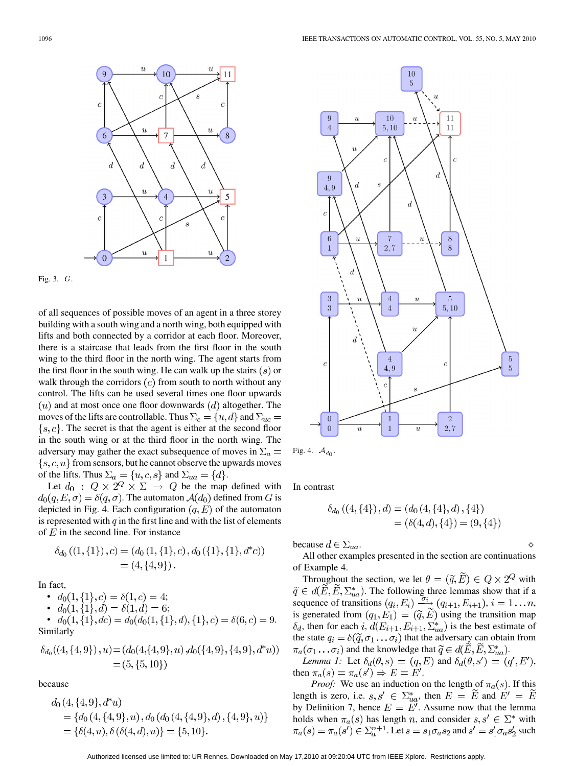Fig. 3. $G$.

of all sequences of possible moves of an agent in a three storey building with a south wing and a north wing, both equipped with lifts and both connected by a corridor at each floor. Moreover, there is a staircase that leads from the first floor in the south wing to the third floor in the north wing. The agent starts from the first floor in the south wing. He can walk up the stairs $(s)$ or walk through the corridors $(c)$ from south to north without any control. The lifts can be used several times one floor upwards $(u)$ and at most once one floor downwards $(d)$ altogether. The moves of the lifts are controllable. Thus $\Sigma_c = \{u, d\}$ and $\Sigma_{uc} = \{s, c\}$. The secret is that the agent is either at the second floor in the south wing or at the third floor in the north wing. The adversary may gather the exact subsequence of moves in $\Sigma_a = \{s, c, u\}$ from sensors, but he cannot observe the upwards moves of the lifts. Thus $\Sigma_a = \{u, c, s\}$ and $\Sigma_{ua} = \{d\}$.

Let $d_0 : Q \times 2^Q \times \Sigma \to Q$ be the map defined with $d_0(q, E, \sigma) = \delta(q, \sigma)$. The automaton $\mathcal{A}(d_0)$ defined from $G$ is depicted in Fig. 4. Each configuration $(q, E)$ of the automaton is represented with $q$ in the first line and with the list of elements of $E$ in the second line. For instance

$$\delta_{d_0}((1, \{1\}), c) = (d_0(1, \{1\}, c), d_0(\{1\}, \{1\}, d^*c)) = (4, \{4, 9\}).$$

In fact,

- $d_0(1, \{1\}, c) = \delta(1, c) = 4$;
- $d_0(1, \{1\}, d) = \delta(1, d) = 6$;
- $d_0(1, \{1\}, dc) = d_0(d_0(1, \{1\}, d), \{1\}, c) = \delta(6, c) = 9$.

Similarly

$$\delta_{d_0}((4, \{4, 9\}), u) = (d_0(4, \{4, 9\}, u), d_0(\{4, 9\}, \{4, 9\}, d^*u)) = (5, \{5, 10\})$$

because

$$\begin{aligned} d_0(4, \{4, 9\}, d^*u) &= \{d_0(4, \{4, 9\}, u), d_0(d_0(4, \{4, 9\}, d), \{4, 9\}, u)\} \\ &= \{\delta(4, u), \delta(\delta(4, d), u)\} = \{5, 10\}. \end{aligned}$$

Fig. 4. $\mathcal{A}_{d_0}$.

In contrast

$$\begin{aligned} \delta_{d_0}((4, \{4\}), d) &= (d_0(4, \{4\}, d), \{4\}) \\ &= (\delta(4, d), \{4\}) = (9, \{4\}) \end{aligned}$$

because $d \in \Sigma_{ua}$. ◇

All other examples presented in the section are continuations of Example 4.

Throughout the section, we let $\theta = (\tilde{q}, \tilde{E}) \in Q \times 2^Q$ with $\tilde{q} \in d(\tilde{E}, \tilde{E}, \Sigma_{ua}^*)$. The following three lemmas show that if a sequence of transitions $(q_i, E_i) \xrightarrow{\sigma_i} (q_{i+1}, E_{i+1})$, $i = 1 \ldots n$, is generated from $(q_1, E_1) = (\tilde{q}, \tilde{E})$ using the transition map $\delta_d$, then for each $i$, $d(E_{i+1}, E_{i+1}, \Sigma_{ua}^*)$ is the best estimate of the state $q_i = \delta(\tilde{q}, \sigma_1 \ldots \sigma_i)$ that the adversary can obtain from $\pi_a(\sigma_1 \ldots \sigma_i)$ and the knowledge that $\tilde{q} \in d(\tilde{E}, \tilde{E}, \Sigma_{ua}^*)$.

*Lemma 1:* Let $\delta_d(\theta, s) = (q, E)$ and $\delta_d(\theta, s') = (q', E')$, then $\pi_a(s) = \pi_a(s') \Rightarrow E = E'$.

*Proof:* We use an induction on the length of $\pi_a(s)$. If this length is zero, i.e. $s, s' \in \Sigma_{ua}^*$, then $E = \tilde{E}$ and $E' = \tilde{E}$ by Definition 7, hence $E = E'$. Assume now that the lemma holds when $\pi_a(s)$ has length $n$, and consider $s, s' \in \Sigma^*$ with $\pi_a(s) = \pi_a(s') \in \Sigma_a^{n+1}$. Let $s = s_1\sigma_a s_2$ and $s' = s'_1\sigma_a s'_2$ such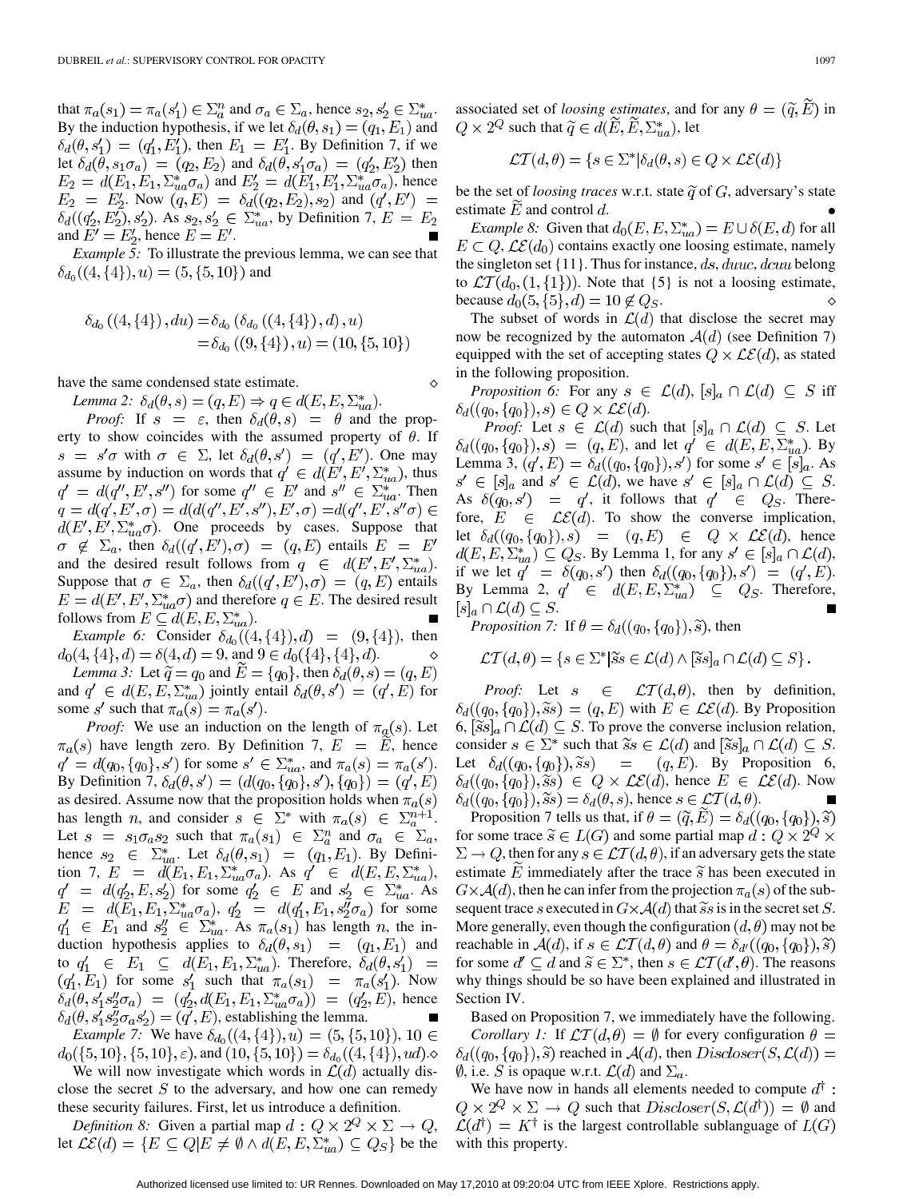that $\pi_a(s_1) = \pi_a(s_1') \in \Sigma_a^n$ and $\sigma_a \in \Sigma_a$, hence $s_2, s_2' \in \Sigma_{ua}^*$. By the induction hypothesis, if we let $\delta_d(\theta, s_1) = (q_1, E_1)$ and $\delta_d(\theta, s_1') = (q_1', E_1')$, then $E_1 = E_1'$. By Definition 7, if we let $\delta_d(\theta, s_1\sigma_a) = (q_2, E_2)$ and $\delta_d(\theta, s_1'\sigma_a) = (q_2', E_2')$ then $E_2 = d(E_1, E_1, \Sigma_{ua}^*\sigma_a)$ and $E_2' = d(E_1', E_1', \Sigma_{ua}^*\sigma_a)$, hence $E_2 = E_2'$. Now $(q, E) = \delta_d((q_2, E_2), s_2)$ and $(q', E') = \delta_d((q_2', E_2'), s_2')$. As $s_2, s_2' \in \Sigma_{ua}^*$, by Definition 7, $E = E_2$ and $E' = E_2'$, hence $E = E'$. ■

*Example 5:* To illustrate the previous lemma, we can see that $\delta_{d_0}((4, \{4\}), u) = (5, \{5, 10\})$ and

$$\begin{aligned}\delta_{d_0}((4,\{4\}), du) &= \delta_{d_0}(\delta_{d_0}((4,\{4\}), d), u)\\ &= \delta_{d_0}((9,\{4\}), u) = (10, \{5, 10\})\end{aligned}$$

have the same condensed state estimate. ◇

*Lemma 2:* $\delta_d(\theta, s) = (q, E) \Rightarrow q \in d(E, E, \Sigma_{ua}^*)$.

*Proof:* If $s = \varepsilon$, then $\delta_d(\theta, s) = \theta$ and the property to show coincides with the assumed property of $\theta$. If $s = s'\sigma$ with $\sigma \in \Sigma$, let $\delta_d(\theta, s') = (q', E')$. One may assume by induction on words that $q' \in d(E', E', \Sigma_{ua}^*)$, thus $q' = d(q'', E', s'')$ for some $q'' \in E'$ and $s'' \in \Sigma_{ua}^*$. Then $q = d(q', E', \sigma) = d(d(q'', E', s''), E', \sigma) = d(q'', E', s''\sigma) \in d(E', E', \Sigma_{ua}^*\sigma)$. One proceeds by cases. Suppose that $\sigma \notin \Sigma_a$, then $\delta_d((q', E'), \sigma) = (q, E)$ entails $E = E'$ and the desired result follows from $q \in d(E', E', \Sigma_{ua}^*)$. Suppose that $\sigma \in \Sigma_a$, then $\delta_d((q', E'), \sigma) = (q, E)$ entails $E = d(E', E', \Sigma_{ua}^*\sigma)$ and therefore $q \in E$. The desired result follows from $E \subseteq d(E, E, \Sigma_{ua}^*)$. ■

*Example 6:* Consider $\delta_{d_0}((4, \{4\}), d) = (9, \{4\})$, then $d_0(4, \{4\}, d) = \delta(4, d) = 9$, and $9 \in d_0(\{4\}, \{4\}, d)$. ◇

*Lemma 3:* Let $\widetilde{q} = q_0$ and $\widetilde{E} = \{q_0\}$, then $\delta_d(\theta, s) = (q, E)$ and $q' \in d(E, E, \Sigma_{ua}^*)$ jointly entail $\delta_d(\theta, s') = (q', E)$ for some $s'$ such that $\pi_a(s) = \pi_a(s')$.

*Proof:* We use an induction on the length of $\pi_a(s)$. Let $\pi_a(s)$ have length zero. By Definition 7, $E = \widetilde{E}$, hence $q' = d(q_0, \{q_0\}, s')$ for some $s' \in \Sigma_{ua}^*$, and $\pi_a(s) = \pi_a(s')$. By Definition 7, $\delta_d(\theta, s') = (d(q_0, \{q_0\}, s'), \{q_0\}) = (q', E)$ as desired. Assume now that the proposition holds when $\pi_a(s)$ has length $n$, and consider $s \in \Sigma^*$ with $\pi_a(s) \in \Sigma_a^{n+1}$. Let $s = s_1\sigma_a s_2$ such that $\pi_a(s_1) \in \Sigma_a^n$ and $\sigma_a \in \Sigma_a$, hence $s_2 \in \Sigma_{ua}^*$. Let $\delta_d(\theta, s_1) = (q_1, E_1)$. By Definition 7, $E = d(E_1, E_1, \Sigma_{ua}^*\sigma_a)$. As $q' \in d(E, E, \Sigma_{ua}^*)$, $q' = d(q_2', E, s_2')$ for some $q_2' \in E$ and $s_2' \in \Sigma_{ua}^*$. As $E = d(E_1, E_1, \Sigma_{ua}^*\sigma_a)$, $q_2' = d(q_1', E_1, s_2''\sigma_a)$ for some $q_1' \in E_1$ and $s_2'' \in \Sigma_{ua}^*$. As $\pi_a(s_1)$ has length $n$, the induction hypothesis applies to $\delta_d(\theta, s_1) = (q_1, E_1)$ and to $q_1' \in E_1 \subseteq d(E_1, E_1, \Sigma_{ua}^*)$. Therefore, $\delta_d(\theta, s_1') = (q_1', E_1)$ for some $s_1'$ such that $\pi_a(s_1) = \pi_a(s_1')$. Now $\delta_d(\theta, s_1's_2''\sigma_a) = (q_2', d(E_1, E_1, \Sigma_{ua}^*\sigma_a)) = (q_2', E)$, hence $\delta_d(\theta, s_1's_2''\sigma_a s_2') = (q', E)$, establishing the lemma. ■

*Example 7:* We have $\delta_{d_0}((4, \{4\}), u) = (5, \{5, 10\})$, $10 \in d_0(\{5, 10\}, \{5, 10\}, \varepsilon)$, and $(10, \{5, 10\}) = \delta_{d_0}((4, \{4\}), ud)$. ◇

We will now investigate which words in $\mathcal{L}(d)$ actually disclose the secret $S$ to the adversary, and how one can remedy these security failures. First, let us introduce a definition.

*Definition 8:* Given a partial map $d : Q \times 2^Q \times \Sigma \to Q$, let $\mathcal{LE}(d) = \{E \subseteq Q | E \neq \emptyset \wedge d(E, E, \Sigma_{ua}^*) \subseteq Q_S\}$ be the associated set of *loosing estimates*, and for any $\theta = (\widetilde{q}, \widetilde{E})$ in $Q \times 2^Q$ such that $\widetilde{q} \in d(\widetilde{E}, \widetilde{E}, \Sigma_{ua}^*)$, let

$$\mathcal{LT}(d, \theta) = \{s \in \Sigma^* | \delta_d(\theta, s) \in Q \times \mathcal{LE}(d)\}$$

be the set of *loosing traces* w.r.t. state $\widetilde{q}$ of $G$, adversary's state estimate $\widetilde{E}$ and control $d$. •

*Example 8:* Given that $d_0(E, E, \Sigma_{ua}^*) = E \cup \delta(E, d)$ for all $E \subset Q$, $\mathcal{LE}(d_0)$ contains exactly one loosing estimate, namely the singleton set $\{11\}$. Thus for instance, $ds$, $duuc$, $dcuu$ belong to $\mathcal{LT}(d_0, (1, \{1\}))$. Note that $\{5\}$ is not a loosing estimate, because $d_0(5, \{5\}, d) = 10 \notin Q_S$. ◇

The subset of words in $\mathcal{L}(d)$ that disclose the secret may now be recognized by the automaton $\mathcal{A}(d)$ (see Definition 7) equipped with the set of accepting states $Q \times \mathcal{LE}(d)$, as stated in the following proposition.

*Proposition 6:* For any $s \in \mathcal{L}(d)$, $[s]_a \cap \mathcal{L}(d) \subseteq S$ iff $\delta_d((q_0, \{q_0\}), s) \in Q \times \mathcal{LE}(d)$.

*Proof:* Let $s \in \mathcal{L}(d)$ such that $[s]_a \cap \mathcal{L}(d) \subseteq S$. Let $\delta_d((q_0, \{q_0\}), s) = (q, E)$, and let $q' \in d(E, E, \Sigma_{ua}^*)$. By Lemma 3, $(q', E) = \delta_d((q_0, \{q_0\}), s')$ for some $s' \in [s]_a$. As $s' \in [s]_a$ and $s' \in \mathcal{L}(d)$, we have $s' \in [s]_a \cap \mathcal{L}(d) \subseteq S$. As $\delta(q_0, s') = q'$, it follows that $q' \in Q_S$. Therefore, $E \in \mathcal{LE}(d)$. To show the converse implication, let $\delta_d((q_0, \{q_0\}), s) = (q, E) \in Q \times \mathcal{LE}(d)$, hence $d(E, E, \Sigma_{ua}^*) \subseteq Q_S$. By Lemma 1, for any $s' \in [s]_a \cap \mathcal{L}(d)$, if we let $q' = \delta(q_0, s')$ then $\delta_d((q_0, \{q_0\}), s') = (q', E)$. By Lemma 2, $q' \in d(E, E, \Sigma_{ua}^*) \subseteq Q_S$. Therefore, $[s]_a \cap \mathcal{L}(d) \subseteq S$. ■

*Proposition 7:* If $\theta = \delta_d((q_0, \{q_0\}), \widetilde{s})$, then

$$\mathcal{LT}(d, \theta) = \{s \in \Sigma^* | \widetilde{s}s \in \mathcal{L}(d) \wedge [\widetilde{s}s]_a \cap \mathcal{L}(d) \subseteq S\}.$$

*Proof:* Let $s \in \mathcal{LT}(d, \theta)$, then by definition, $\delta_d((q_0, \{q_0\}), \widetilde{s}s) = (q, E)$ with $E \in \mathcal{LE}(d)$. By Proposition 6, $[\widetilde{s}s]_a \cap \mathcal{L}(d) \subseteq S$. To prove the converse inclusion relation, consider $s \in \Sigma^*$ such that $\widetilde{s}s \in \mathcal{L}(d)$ and $[\widetilde{s}s]_a \cap \mathcal{L}(d) \subseteq S$. Let $\delta_d((q_0, \{q_0\}), \widetilde{s}s) = (q, E)$. By Proposition 6, $\delta_d((q_0, \{q_0\}), \widetilde{s}s) \in Q \times \mathcal{LE}(d)$, hence $E \in \mathcal{LE}(d)$. Now $\delta_d((q_0, \{q_0\}), \widetilde{s}s) = \delta_d(\theta, s)$, hence $s \in \mathcal{LT}(d, \theta)$. ■

Proposition 7 tells us that, if $\theta = (\widetilde{q}, \widetilde{E}) = \delta_d((q_0, \{q_0\}), \widetilde{s})$ for some trace $\widetilde{s} \in L(G)$ and some partial map $d : Q \times 2^Q \times \Sigma \to Q$, then for any $s \in \mathcal{LT}(d, \theta)$, if an adversary gets the state estimate $\widetilde{E}$ immediately after the trace $\widetilde{s}$ has been executed in $G \times \mathcal{A}(d)$, then he can infer from the projection $\pi_a(s)$ of the subsequent trace $s$ executed in $G \times \mathcal{A}(d)$ that $\widetilde{s}s$ is in the secret set $S$. More generally, even though the configuration $(d, \theta)$ may not be reachable in $\mathcal{A}(d)$, if $s \in \mathcal{LT}(d, \theta)$ and $\theta = \delta_{d'}((q_0, \{q_0\}), \widetilde{s})$ for some $d' \subseteq d$ and $\widetilde{s} \in \Sigma^*$, then $s \in \mathcal{LT}(d', \theta)$. The reasons why things should be so have been explained and illustrated in Section IV.

Based on Proposition 7, we immediately have the following.

*Corollary 1:* If $\mathcal{LT}(d, \theta) = \emptyset$ for every configuration $\theta = \delta_d((q_0, \{q_0\}), \widetilde{s})$ reached in $\mathcal{A}(d)$, then $Discloser(S, \mathcal{L}(d)) = \emptyset$, i.e. $S$ is opaque w.r.t. $\mathcal{L}(d)$ and $\Sigma_a$.

We have now in hands all elements needed to compute $d^\dagger : Q \times 2^Q \times \Sigma \to Q$ such that $Discloser(S, \mathcal{L}(d^\dagger)) = \emptyset$ and $\mathcal{L}(d^\dagger) = K^\dagger$ is the largest controllable sublanguage of $L(G)$ with this property.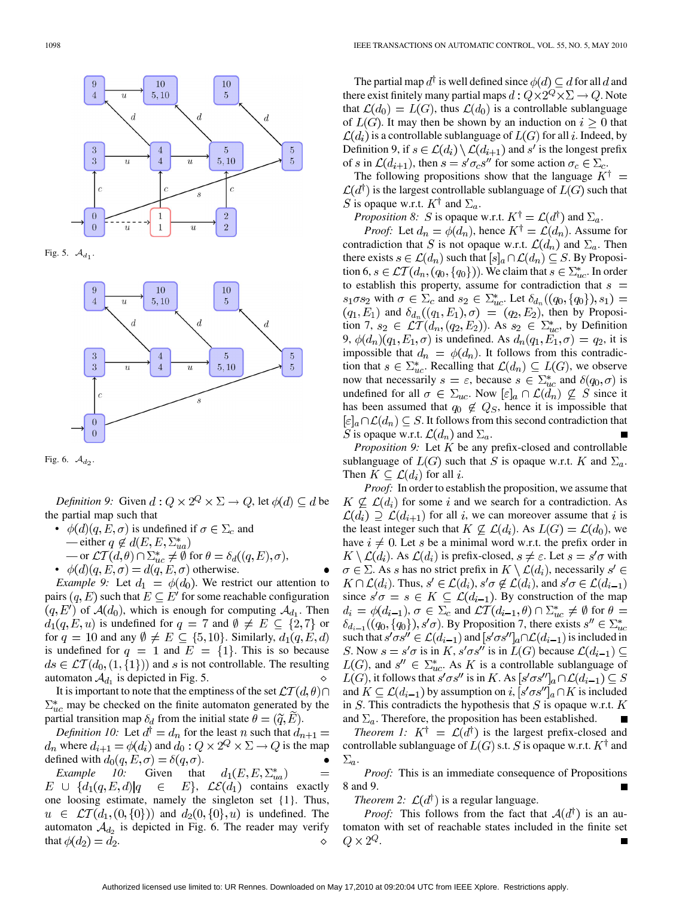Fig. 5. $\mathcal{A}_{d_1}$.

Fig. 6. $\mathcal{A}_{d_2}$.

*Definition 9:* Given $d : Q \times 2^Q \times \Sigma \to Q$, let $\phi(d) \subseteq d$ be the partial map such that

- $\phi(d)(q, E, \sigma)$ is undefined if $\sigma \in \Sigma_c$ and
  - either $q \notin d(E, E, \Sigma_{ua}^*)$
  - or $\mathcal{LT}(d, \theta) \cap \Sigma_{uc}^* \neq \emptyset$ for $\theta = \delta_d((q, E), \sigma)$,
- $\phi(d)(q, E, \sigma) = d(q, E, \sigma)$ otherwise. •

*Example 9:* Let $d_1 = \phi(d_0)$. We restrict our attention to pairs $(q, E)$ such that $E \subseteq E'$ for some reachable configuration $(q, E')$ of $\mathcal{A}(d_0)$, which is enough for computing $\mathcal{A}_{d_1}$. Then $d_1(q, E, u)$ is undefined for $q = 7$ and $\emptyset \neq E \subseteq \{2, 7\}$ or for $q = 10$ and any $\emptyset \neq E \subseteq \{5, 10\}$. Similarly, $d_1(q, E, d)$ is undefined for $q = 1$ and $E = \{1\}$. This is so because $ds \in \mathcal{LT}(d_0, (1, \{1\}))$ and $s$ is not controllable. The resulting automaton $\mathcal{A}_{d_1}$ is depicted in Fig. 5. ◇

It is important to note that the emptiness of the set $\mathcal{LT}(d, \theta) \cap \Sigma_{uc}^*$ may be checked on the finite automaton generated by the partial transition map $\delta_d$ from the initial state $\theta = (\widetilde{q}, \widetilde{E})$.

*Definition 10:* Let $d^\dagger = d_n$ for the least $n$ such that $d_{n+1} = d_n$ where $d_{i+1} = \phi(d_i)$ and $d_0 : Q \times 2^Q \times \Sigma \to Q$ is the map defined with $d_0(q, E, \sigma) = \delta(q, \sigma)$. •

*Example 10:* Given that $d_1(E, E, \Sigma_{ua}^*) = E \cup \{d_1(q, E, d) | q \in E\}$, $\mathcal{LE}(d_1)$ contains exactly one loosing estimate, namely the singleton set $\{1\}$. Thus, $u \in \mathcal{LT}(d_1, (0, \{0\}))$ and $d_2(0, \{0\}, u)$ is undefined. The automaton $\mathcal{A}_{d_2}$ is depicted in Fig. 6. The reader may verify that $\phi(d_2) = d_2$. ◇

The partial map $d^\dagger$ is well defined since $\phi(d) \subseteq d$ for all $d$ and there exist finitely many partial maps $d : Q \times 2^Q \times \Sigma \to Q$. Note that $\mathcal{L}(d_0) = L(G)$, thus $\mathcal{L}(d_0)$ is a controllable sublanguage of $L(G)$. It may then be shown by an induction on $i \geq 0$ that $\mathcal{L}(d_i)$ is a controllable sublanguage of $L(G)$ for all $i$. Indeed, by Definition 9, if $s \in \mathcal{L}(d_i) \setminus \mathcal{L}(d_{i+1})$ and $s'$ is the longest prefix of $s$ in $\mathcal{L}(d_{i+1})$, then $s = s'\sigma_c s''$ for some action $\sigma_c \in \Sigma_c$.

The following propositions show that the language $K^\dagger = \mathcal{L}(d^\dagger)$ is the largest controllable sublanguage of $L(G)$ such that $S$ is opaque w.r.t. $K^\dagger$ and $\Sigma_a$.

*Proposition 8:* $S$ is opaque w.r.t. $K^\dagger = \mathcal{L}(d^\dagger)$ and $\Sigma_a$.

*Proof:* Let $d_n = \phi(d_n)$, hence $K^\dagger = \mathcal{L}(d_n)$. Assume for contradiction that $S$ is not opaque w.r.t. $\mathcal{L}(d_n)$ and $\Sigma_a$. Then there exists $s \in \mathcal{L}(d_n)$ such that $[s]_a \cap \mathcal{L}(d_n) \subseteq S$. By Proposition 6, $s \in \mathcal{LT}(d_n, (q_0, \{q_0\}))$. We claim that $s \in \Sigma_{uc}^*$. In order to establish this property, assume for contradiction that $s = s_1 \sigma s_2$ with $\sigma \in \Sigma_c$ and $s_2 \in \Sigma_{uc}^*$. Let $\delta_{d_n}((q_0, \{q_0\}), s_1) = (q_1, E_1)$ and $\delta_{d_n}((q_1, E_1), \sigma) = (q_2, E_2)$, then by Proposition 7, $s_2 \in \mathcal{LT}(d_n, (q_2, E_2))$. As $s_2 \in \Sigma_{uc}^*$, by Definition 9, $\phi(d_n)(q_1, E_1, \sigma)$ is undefined. As $d_n(q_1, E_1, \sigma) = q_2$, it is impossible that $d_n = \phi(d_n)$. It follows from this contradiction that $s \in \Sigma_{uc}^*$. Recalling that $\mathcal{L}(d_n) \subseteq L(G)$, we observe now that necessarily $s = \varepsilon$, because $s \in \Sigma_{uc}^*$ and $\delta(q_0, \sigma)$ is undefined for all $\sigma \in \Sigma_{uc}$. Now $[\varepsilon]_a \cap \mathcal{L}(d_n) \not\subseteq S$ since it has been assumed that $q_0 \notin Q_S$, hence it is impossible that $[\varepsilon]_a \cap \mathcal{L}(d_n) \subseteq S$. It follows from this second contradiction that $S$ is opaque w.r.t. $\mathcal{L}(d_n)$ and $\Sigma_a$. ■

*Proposition 9:* Let $K$ be any prefix-closed and controllable sublanguage of $L(G)$ such that $S$ is opaque w.r.t. $K$ and $\Sigma_a$. Then $K \subseteq \mathcal{L}(d_i)$ for all $i$.

*Proof:* In order to establish the proposition, we assume that $K \not\subseteq \mathcal{L}(d_i)$ for some $i$ and we search for a contradiction. As $\mathcal{L}(d_i) \supseteq \mathcal{L}(d_{i+1})$ for all $i$, we can moreover assume that $i$ is the least integer such that $K \not\subseteq \mathcal{L}(d_i)$. As $L(G) = \mathcal{L}(d_0)$, we have $i \neq 0$. Let $s$ be a minimal word w.r.t. the prefix order in $K \setminus \mathcal{L}(d_i)$. As $\mathcal{L}(d_i)$ is prefix-closed, $s \neq \varepsilon$. Let $s = s'\sigma$ with $\sigma \in \Sigma$. As $s$ has no strict prefix in $K \setminus \mathcal{L}(d_i)$, necessarily $s' \in K \cap \mathcal{L}(d_i)$. Thus, $s' \in \mathcal{L}(d_i)$, $s'\sigma \notin \mathcal{L}(d_i)$, and $s'\sigma \in \mathcal{L}(d_{i-1})$ since $s'\sigma = s \in K \subseteq \mathcal{L}(d_{i-1})$. By construction of the map $d_i = \phi(d_{i-1})$, $\sigma \in \Sigma_c$ and $\mathcal{LT}(d_{i-1}, \theta) \cap \Sigma_{uc}^* \neq \emptyset$ for $\theta = \delta_{d_{i-1}}((q_0, \{q_0\}), s'\sigma)$. By Proposition 7, there exists $s'' \in \Sigma_{uc}^*$ such that $s'\sigma s'' \in \mathcal{L}(d_{i-1})$ and $[s'\sigma s'']_a \cap \mathcal{L}(d_{i-1})$ is included in $S$. Now $s = s'\sigma$ is in $K$, $s'\sigma s''$ is in $L(G)$ because $\mathcal{L}(d_{i-1}) \subseteq L(G)$, and $s'' \in \Sigma_{uc}^*$. As $K$ is a controllable sublanguage of $L(G)$, it follows that $s'\sigma s''$ is in $K$. As $[s'\sigma s'']_a \cap \mathcal{L}(d_{i-1}) \subseteq S$ and $K \subseteq \mathcal{L}(d_{i-1})$ by assumption on $i$, $[s'\sigma s'']_a \cap K$ is included in $S$. This contradicts the hypothesis that $S$ is opaque w.r.t. $K$ and $\Sigma_a$. Therefore, the proposition has been established. ■

*Theorem 1:* $K^\dagger = \mathcal{L}(d^\dagger)$ is the largest prefix-closed and controllable sublanguage of $L(G)$ s.t. $S$ is opaque w.r.t. $K^\dagger$ and $\Sigma_a$.

*Proof:* This is an immediate consequence of Propositions 8 and 9. ■

*Theorem 2:* $\mathcal{L}(d^\dagger)$ is a regular language.

*Proof:* This follows from the fact that $\mathcal{A}(d^\dagger)$ is an automaton with set of reachable states included in the finite set $Q \times 2^Q$. ■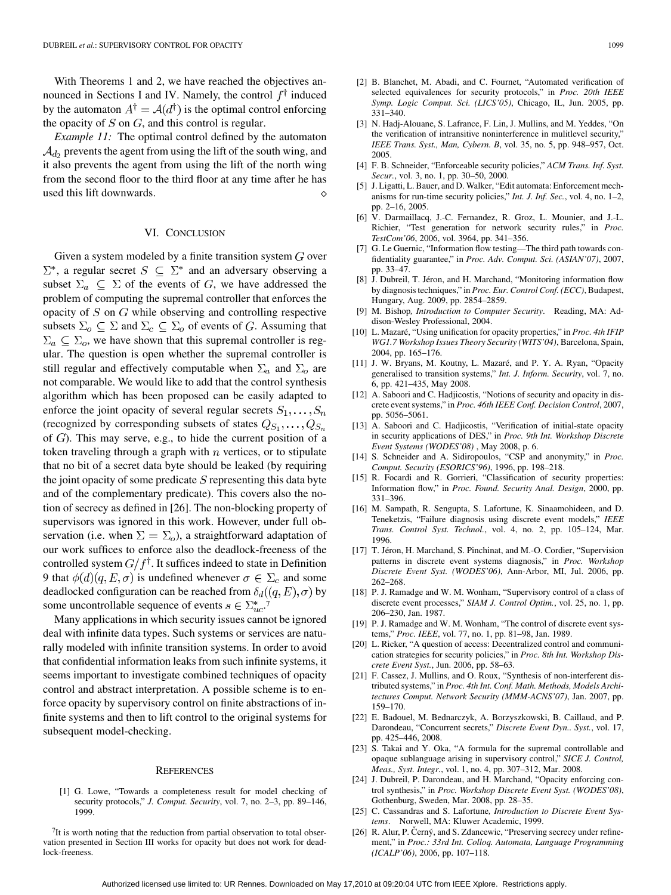With Theorems 1 and 2, we have reached the objectives announced in Sections I and IV. Namely, the control $f^\dagger$ induced by the automaton $A^\dagger = \mathcal{A}(d^\dagger)$ is the optimal control enforcing the opacity of $S$ on $G$, and this control is regular.

*Example 11:* The optimal control defined by the automaton $\mathcal{A}_{d_2}$ prevents the agent from using the lift of the south wing, and it also prevents the agent from using the lift of the north wing from the second floor to the third floor at any time after he has used this lift downwards. ◇

## VI. Conclusion

Given a system modeled by a finite transition system $G$ over $\Sigma^*$, a regular secret $S \subseteq \Sigma^*$ and an adversary observing a subset $\Sigma_a \subseteq \Sigma$ of the events of $G$, we have addressed the problem of computing the supremal controller that enforces the opacity of $S$ on $G$ while observing and controlling respective subsets $\Sigma_o \subseteq \Sigma$ and $\Sigma_c \subseteq \Sigma_o$ of events of $G$. Assuming that $\Sigma_a \subseteq \Sigma_o$, we have shown that this supremal controller is regular. The question is open whether the supremal controller is still regular and effectively computable when $\Sigma_a$ and $\Sigma_o$ are not comparable. We would like to add that the control synthesis algorithm which has been proposed can be easily adapted to enforce the joint opacity of several regular secrets $S_1, \ldots, S_n$ (recognized by corresponding subsets of states $Q_{S_1}, \ldots, Q_{S_n}$ of $G$). This may serve, e.g., to hide the current position of a token traveling through a graph with $n$ vertices, or to stipulate that no bit of a secret data byte should be leaked (by requiring the joint opacity of some predicate $S$ representing this data byte and of the complementary predicate). This covers also the notion of secrecy as defined in [26]. The non-blocking property of supervisors was ignored in this work. However, under full observation (i.e. when $\Sigma = \Sigma_o$), a straightforward adaptation of our work suffices to enforce also the deadlock-freeness of the controlled system $G/f^\dagger$. It suffices indeed to state in Definition 9 that $\phi(d)(q, E, \sigma)$ is undefined whenever $\sigma \in \Sigma_c$ and some deadlocked configuration can be reached from $\delta_d((q, E), \sigma)$ by some uncontrollable sequence of events $s \in \Sigma_{uc}^*$.[7]

Many applications in which security issues cannot be ignored deal with infinite data types. Such systems or services are naturally modeled with infinite transition systems. In order to avoid that confidential information leaks from such infinite systems, it seems important to investigate combined techniques of opacity control and abstract interpretation. A possible scheme is to enforce opacity by supervisory control on finite abstractions of infinite systems and then to lift control to the original systems for subsequent model-checking.

[7] It is worth noting that the reduction from partial observation to total observation presented in Section III works for opacity but does not work for deadlock-freeness.

## References

[1] G. Lowe, "Towards a completeness result for model checking of security protocols," *J. Comput. Security*, vol. 7, no. 2–3, pp. 89–146, 1999.

[2] B. Blanchet, M. Abadi, and C. Fournet, "Automated verification of selected equivalences for security protocols," in *Proc. 20th IEEE Symp. Logic Comput. Sci. (LICS'05)*, Chicago, IL, Jun. 2005, pp. 331–340.

[3] N. Hadj-Alouane, S. Lafrance, F. Lin, J. Mullins, and M. Yeddes, "On the verification of intransitive noninterference in mulitlevel security," *IEEE Trans. Syst., Man, Cybern. B*, vol. 35, no. 5, pp. 948–957, Oct. 2005.

[4] F. B. Schneider, "Enforceable security policies," *ACM Trans. Inf. Syst. Secur.*, vol. 3, no. 1, pp. 30–50, 2000.

[5] J. Ligatti, L. Bauer, and D. Walker, "Edit automata: Enforcement mechanisms for run-time security policies," *Int. J. Inf. Sec.*, vol. 4, no. 1–2, pp. 2–16, 2005.

[6] V. Darmaillacq, J.-C. Fernandez, R. Groz, L. Mounier, and J.-L. Richier, "Test generation for network security rules," in *Proc. TestCom'06*, 2006, vol. 3964, pp. 341–356.

[7] G. Le Guernic, "Information flow testing—The third path towards confidentiality guarantee," in *Proc. Adv. Comput. Sci. (ASIAN'07)*, 2007, pp. 33–47.

[8] J. Dubreil, T. Jéron, and H. Marchand, "Monitoring information flow by diagnosis techniques," in *Proc. Eur. Control Conf. (ECC)*, Budapest, Hungary, Aug. 2009, pp. 2854–2859.

[9] M. Bishop, *Introduction to Computer Security*. Reading, MA: Addison-Wesley Professional, 2004.

[10] L. Mazaré, "Using unification for opacity properties," in *Proc. 4th IFIP WG1.7 Workshop Issues Theory Security (WITS'04)*, Barcelona, Spain, 2004, pp. 165–176.

[11] J. W. Bryans, M. Koutny, L. Mazaré, and P. Y. A. Ryan, "Opacity generalised to transition systems," *Int. J. Inform. Security*, vol. 7, no. 6, pp. 421–435, May 2008.

[12] A. Saboori and C. Hadjicostis, "Notions of security and opacity in discrete event systems," in *Proc. 46th IEEE Conf. Decision Control*, 2007, pp. 5056–5061.

[13] A. Saboori and C. Hadjicostis, "Verification of initial-state opacity in security applications of DES," in *Proc. 9th Int. Workshop Discrete Event Systems (WODES'08)* , May 2008, p. 6.

[14] S. Schneider and A. Sidiropoulos, "CSP and anonymity," in *Proc. Comput. Security (ESORICS'96)*, 1996, pp. 198–218.

[15] R. Focardi and R. Gorrieri, "Classification of security properties: Information flow," in *Proc. Found. Security Anal. Design*, 2000, pp. 331–396.

[16] M. Sampath, R. Sengupta, S. Lafortune, K. Sinaamohideen, and D. Teneketzis, "Failure diagnosis using discrete event models," *IEEE Trans. Control Syst. Technol.*, vol. 4, no. 2, pp. 105–124, Mar. 1996.

[17] T. Jéron, H. Marchand, S. Pinchinat, and M.-O. Cordier, "Supervision patterns in discrete event systems diagnosis," in *Proc. Workshop Discrete Event Syst. (WODES'06)*, Ann-Arbor, MI, Jul. 2006, pp. 262–268.

[18] P. J. Ramadge and W. M. Wonham, "Supervisory control of a class of discrete event processes," *SIAM J. Control Optim.*, vol. 25, no. 1, pp. 206–230, Jan. 1987.

[19] P. J. Ramadge and W. M. Wonham, "The control of discrete event systems," *Proc. IEEE*, vol. 77, no. 1, pp. 81–98, Jan. 1989.

[20] L. Ricker, "A question of access: Decentralized control and communication strategies for security policies," in *Proc. 8th Int. Workshop Discrete Event Syst.*, Jun. 2006, pp. 58–63.

[21] F. Cassez, J. Mullins, and O. Roux, "Synthesis of non-interferent distributed systems," in *Proc. 4th Int. Conf. Math. Methods, Models Architectures Comput. Network Security (MMM-ACNS'07)*, Jan. 2007, pp. 159–170.

[22] E. Badouel, M. Bednarczyk, A. Borzyszkowski, B. Caillaud, and P. Darondeau, "Concurrent secrets," *Discrete Event Dyn.. Syst.*, vol. 17, pp. 425–446, 2008.

[23] S. Takai and Y. Oka, "A formula for the supremal controllable and opaque sublanguage arising in supervisory control," *SICE J. Control, Meas., Syst. Integr.*, vol. 1, no. 4, pp. 307–312, Mar. 2008.

[24] J. Dubreil, P. Darondeau, and H. Marchand, "Opacity enforcing control synthesis," in *Proc. Workshop Discrete Event Syst. (WODES'08)*, Gothenburg, Sweden, Mar. 2008, pp. 28–35.

[25] C. Cassandras and S. Lafortune, *Introduction to Discrete Event Systems*. Norwell, MA: Kluwer Academic, 1999.

[26] R. Alur, P. Černý, and S. Zdancewic, "Preserving secrecy under refinement," in *Proc.: 33rd Int. Colloq. Automata, Language Programming (ICALP'06)*, 2006, pp. 107–118.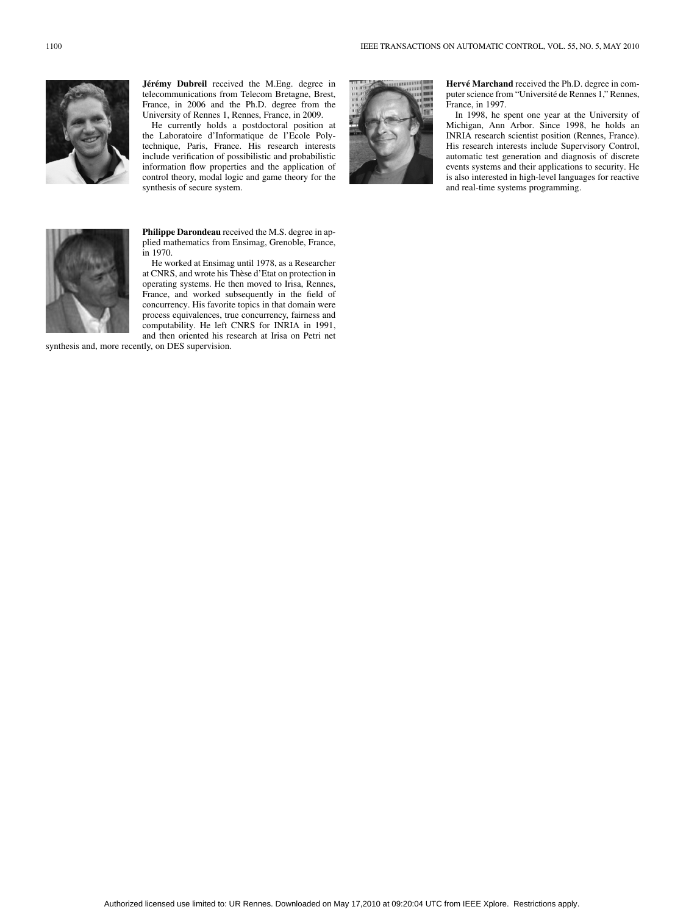**Jérémy Dubreil** received the M.Eng. degree in telecommunications from Telecom Bretagne, Brest, France, in 2006 and the Ph.D. degree from the University of Rennes 1, Rennes, France, in 2009.

He currently holds a postdoctoral position at the Laboratoire d'Informatique de l'Ecole Polytechnique, Paris, France. His research interests include verification of possibilistic and probabilistic information flow properties and the application of control theory, modal logic and game theory for the synthesis of secure system.

**Philippe Darondeau** received the M.S. degree in applied mathematics from Ensimag, Grenoble, France, in 1970.

He worked at Ensimag until 1978, as a Researcher at CNRS, and wrote his Thèse d'Etat on protection in operating systems. He then moved to Irisa, Rennes, France, and worked subsequently in the field of concurrency. His favorite topics in that domain were process equivalences, true concurrency, fairness and computability. He left CNRS for INRIA in 1991, and then oriented his research at Irisa on Petri net synthesis and, more recently, on DES supervision.

**Hervé Marchand** received the Ph.D. degree in computer science from "Université de Rennes 1," Rennes, France, in 1997.

In 1998, he spent one year at the University of Michigan, Ann Arbor. Since 1998, he holds an INRIA research scientist position (Rennes, France). His research interests include Supervisory Control, automatic test generation and diagnosis of discrete events systems and their applications to security. He is also interested in high-level languages for reactive and real-time systems programming.